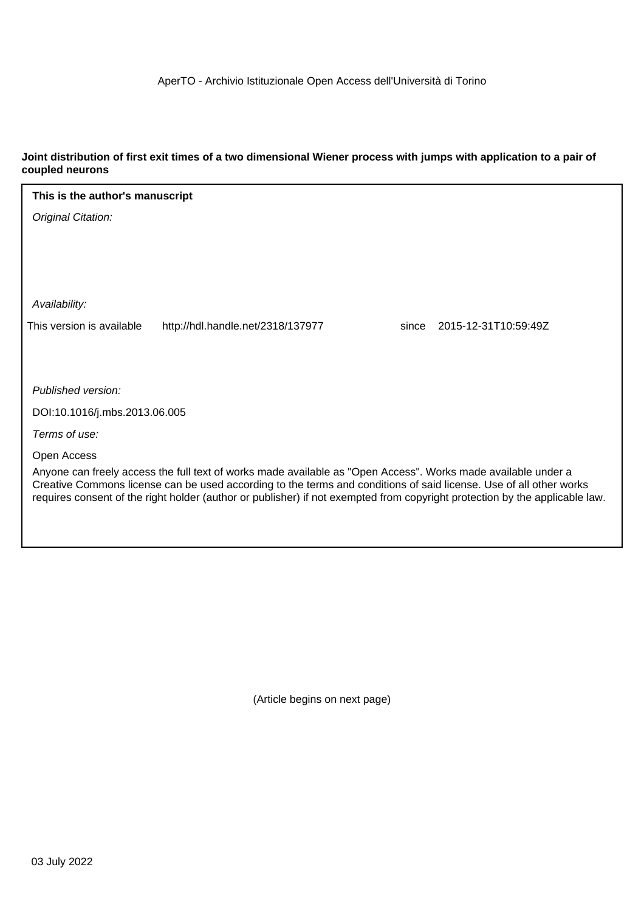AperTO - Archivio Istituzionale Open Access dell'Università di Torino

**Joint distribution of first exit times of a two dimensional Wiener process with jumps with application to a pair of coupled neurons**

**This is the author's manuscript**

*Original Citation:*

*Availability:*

This version is available http://hdl.handle.net/2318/137977 since 2015-12-31T10:59:49Z

*Published version:*

DOI:10.1016/j.mbs.2013.06.005

*Terms of use:*

Open Access

Anyone can freely access the full text of works made available as "Open Access". Works made available under a Creative Commons license can be used according to the terms and conditions of said license. Use of all other works requires consent of the right holder (author or publisher) if not exempted from copyright protection by the applicable law.

(Article begins on next page)

03 July 2022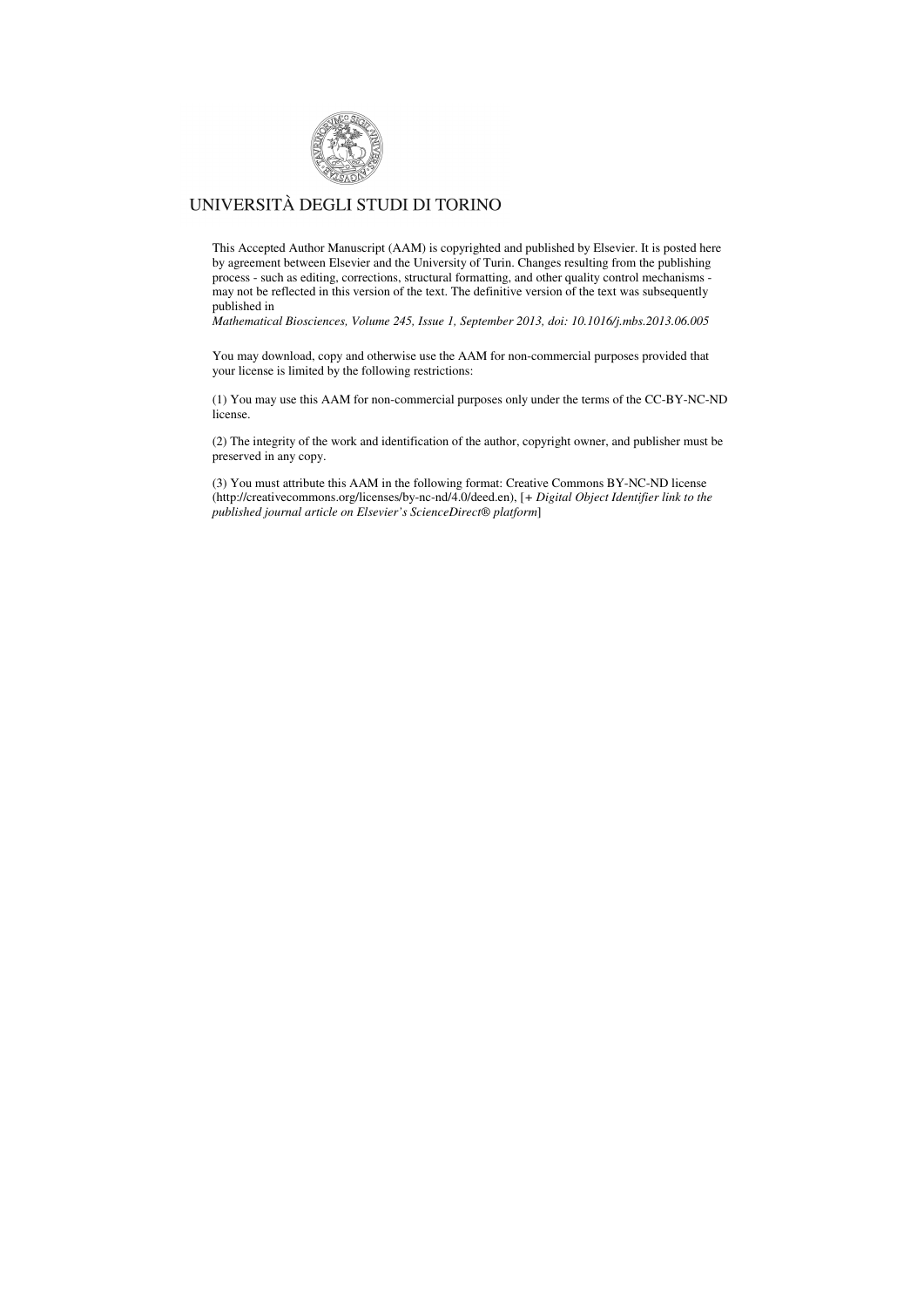# UNIVERSITÀ DEGLI STUDI DI TORINO

This Accepted Author Manuscript (AAM) is copyrighted and published by Elsevier. It is posted here by agreement between Elsevier and the University of Turin. Changes resulting from the publishing process - such as editing, corrections, structural formatting, and other quality control mechanisms - may not be reflected in this version of the text. The definitive version of the text was subsequently published in

*Mathematical Biosciences, Volume 245, Issue 1, September 2013, doi: 10.1016/j.mbs.2013.06.005*

You may download, copy and otherwise use the AAM for non-commercial purposes provided that your license is limited by the following restrictions:

(1) You may use this AAM for non-commercial purposes only under the terms of the CC-BY-NC-ND license.

(2) The integrity of the work and identification of the author, copyright owner, and publisher must be preserved in any copy.

(3) You must attribute this AAM in the following format: Creative Commons BY-NC-ND license (http://creativecommons.org/licenses/by-nc-nd/4.0/deed.en), [+ *Digital Object Identifier link to the published journal article on Elsevier's ScienceDirect® platform*]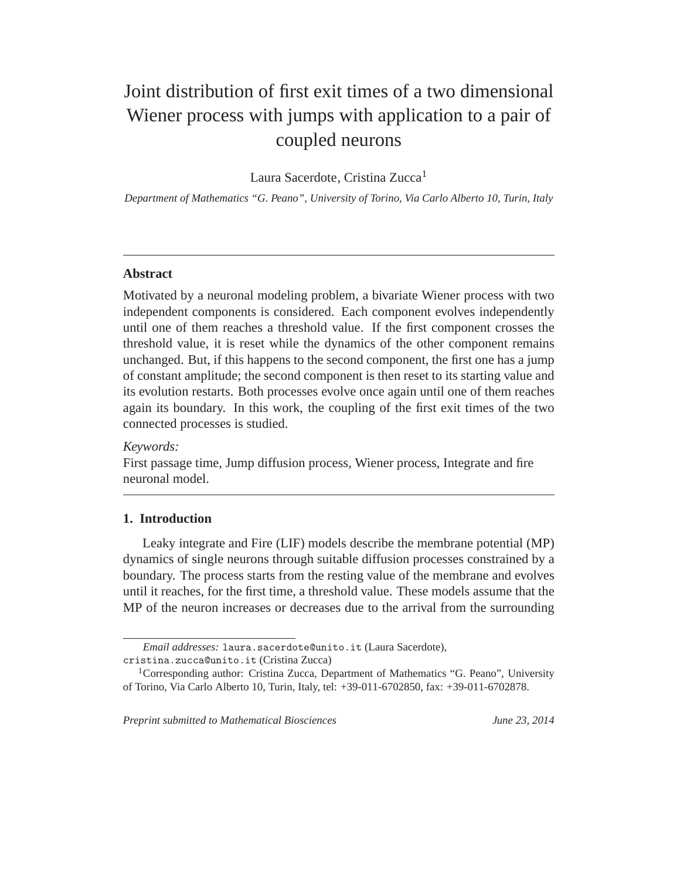# Joint distribution of first exit times of a two dimensional Wiener process with jumps with application to a pair of coupled neurons

Laura Sacerdote, Cristina Zucca[1]

*Department of Mathematics "G. Peano", University of Torino, Via Carlo Alberto 10, Turin, Italy*

---

## Abstract

Motivated by a neuronal modeling problem, a bivariate Wiener process with two independent components is considered. Each component evolves independently until one of them reaches a threshold value. If the first component crosses the threshold value, it is reset while the dynamics of the other component remains unchanged. But, if this happens to the second component, the first one has a jump of constant amplitude; the second component is then reset to its starting value and its evolution restarts. Both processes evolve once again until one of them reaches again its boundary. In this work, the coupling of the first exit times of the two connected processes is studied.

*Keywords:*
First passage time, Jump diffusion process, Wiener process, Integrate and fire neuronal model.

---

## 1. Introduction

Leaky integrate and Fire (LIF) models describe the membrane potential (MP) dynamics of single neurons through suitable diffusion processes constrained by a boundary. The process starts from the resting value of the membrane and evolves until it reaches, for the first time, a threshold value. These models assume that the MP of the neuron increases or decreases due to the arrival from the surrounding

---

*Email addresses:* `laura.sacerdote@unito.it` (Laura Sacerdote), `cristina.zucca@unito.it` (Cristina Zucca)

[1]Corresponding author: Cristina Zucca, Department of Mathematics "G. Peano", University of Torino, Via Carlo Alberto 10, Turin, Italy, tel: +39-011-6702850, fax: +39-011-6702878.

*Preprint submitted to Mathematical Biosciences* *June 23, 2014*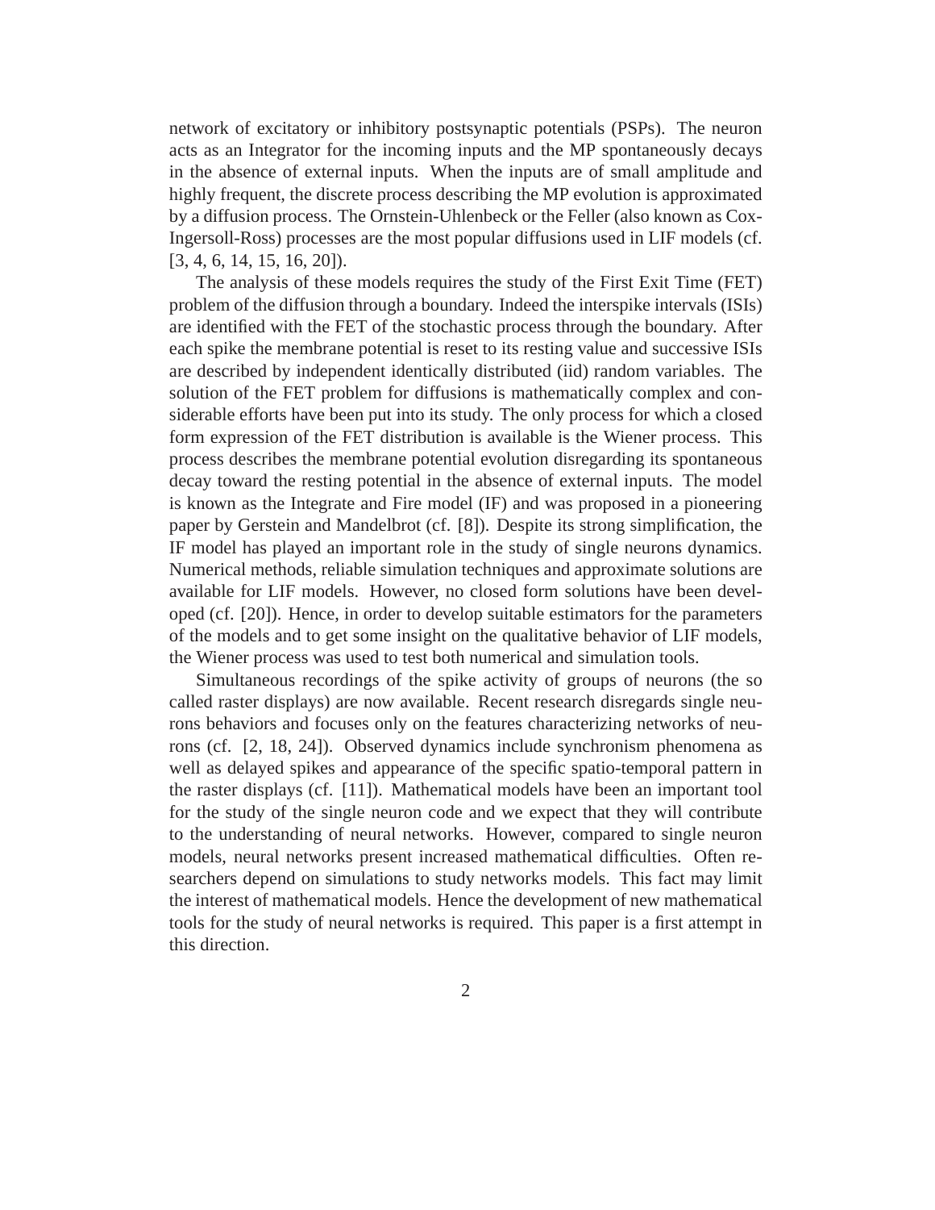network of excitatory or inhibitory postsynaptic potentials (PSPs). The neuron acts as an Integrator for the incoming inputs and the MP spontaneously decays in the absence of external inputs. When the inputs are of small amplitude and highly frequent, the discrete process describing the MP evolution is approximated by a diffusion process. The Ornstein-Uhlenbeck or the Feller (also known as Cox-Ingersoll-Ross) processes are the most popular diffusions used in LIF models (cf. [3, 4, 6, 14, 15, 16, 20]).

The analysis of these models requires the study of the First Exit Time (FET) problem of the diffusion through a boundary. Indeed the interspike intervals (ISIs) are identified with the FET of the stochastic process through the boundary. After each spike the membrane potential is reset to its resting value and successive ISIs are described by independent identically distributed (iid) random variables. The solution of the FET problem for diffusions is mathematically complex and considerable efforts have been put into its study. The only process for which a closed form expression of the FET distribution is available is the Wiener process. This process describes the membrane potential evolution disregarding its spontaneous decay toward the resting potential in the absence of external inputs. The model is known as the Integrate and Fire model (IF) and was proposed in a pioneering paper by Gerstein and Mandelbrot (cf. [8]). Despite its strong simplification, the IF model has played an important role in the study of single neurons dynamics. Numerical methods, reliable simulation techniques and approximate solutions are available for LIF models. However, no closed form solutions have been developed (cf. [20]). Hence, in order to develop suitable estimators for the parameters of the models and to get some insight on the qualitative behavior of LIF models, the Wiener process was used to test both numerical and simulation tools.

Simultaneous recordings of the spike activity of groups of neurons (the so called raster displays) are now available. Recent research disregards single neurons behaviors and focuses only on the features characterizing networks of neurons (cf. [2, 18, 24]). Observed dynamics include synchronism phenomena as well as delayed spikes and appearance of the specific spatio-temporal pattern in the raster displays (cf. [11]). Mathematical models have been an important tool for the study of the single neuron code and we expect that they will contribute to the understanding of neural networks. However, compared to single neuron models, neural networks present increased mathematical difficulties. Often researchers depend on simulations to study networks models. This fact may limit the interest of mathematical models. Hence the development of new mathematical tools for the study of neural networks is required. This paper is a first attempt in this direction.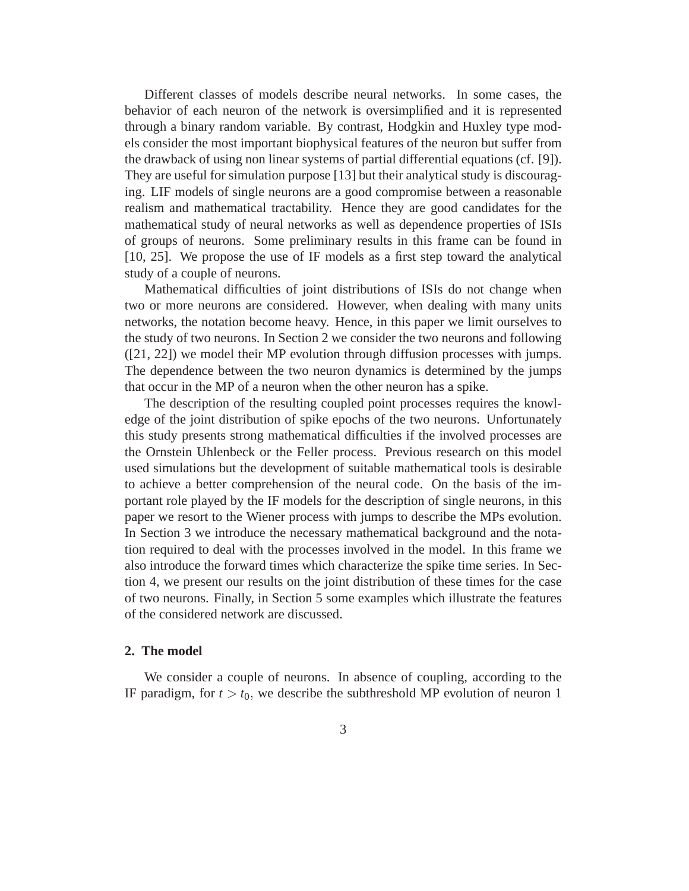Different classes of models describe neural networks. In some cases, the behavior of each neuron of the network is oversimplified and it is represented through a binary random variable. By contrast, Hodgkin and Huxley type models consider the most important biophysical features of the neuron but suffer from the drawback of using non linear systems of partial differential equations (cf. [9]). They are useful for simulation purpose [13] but their analytical study is discouraging. LIF models of single neurons are a good compromise between a reasonable realism and mathematical tractability. Hence they are good candidates for the mathematical study of neural networks as well as dependence properties of ISIs of groups of neurons. Some preliminary results in this frame can be found in [10, 25]. We propose the use of IF models as a first step toward the analytical study of a couple of neurons.

Mathematical difficulties of joint distributions of ISIs do not change when two or more neurons are considered. However, when dealing with many units networks, the notation become heavy. Hence, in this paper we limit ourselves to the study of two neurons. In Section 2 we consider the two neurons and following ([21, 22]) we model their MP evolution through diffusion processes with jumps. The dependence between the two neuron dynamics is determined by the jumps that occur in the MP of a neuron when the other neuron has a spike.

The description of the resulting coupled point processes requires the knowledge of the joint distribution of spike epochs of the two neurons. Unfortunately this study presents strong mathematical difficulties if the involved processes are the Ornstein Uhlenbeck or the Feller process. Previous research on this model used simulations but the development of suitable mathematical tools is desirable to achieve a better comprehension of the neural code. On the basis of the important role played by the IF models for the description of single neurons, in this paper we resort to the Wiener process with jumps to describe the MPs evolution. In Section 3 we introduce the necessary mathematical background and the notation required to deal with the processes involved in the model. In this frame we also introduce the forward times which characterize the spike time series. In Section 4, we present our results on the joint distribution of these times for the case of two neurons. Finally, in Section 5 some examples which illustrate the features of the considered network are discussed.

## 2. The model

We consider a couple of neurons. In absence of coupling, according to the IF paradigm, for $t > t_0$, we describe the subthreshold MP evolution of neuron 1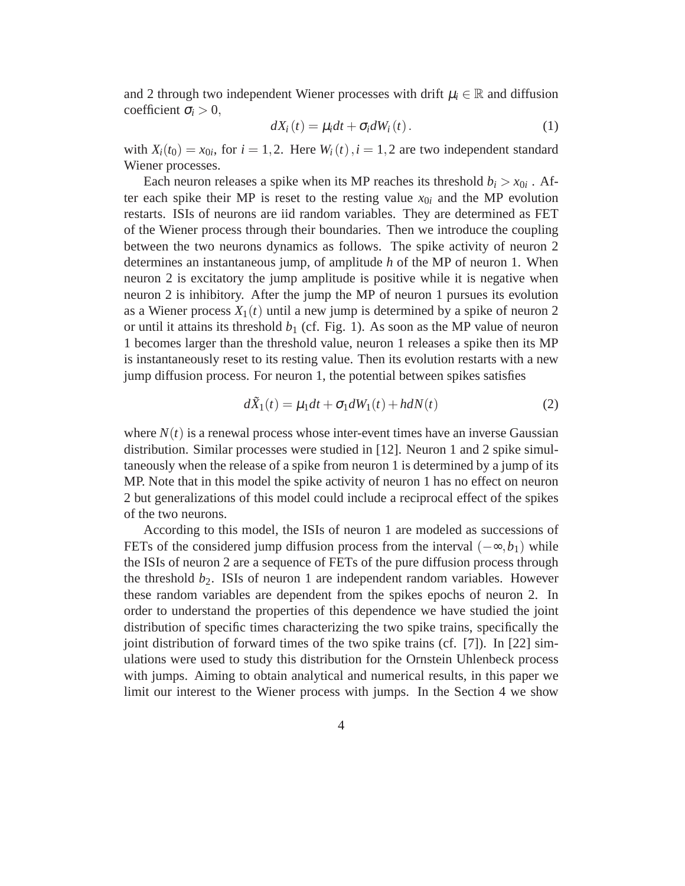and 2 through two independent Wiener processes with drift $\mu_i \in \mathbb{R}$ and diffusion coefficient $\sigma_i > 0$,

$$dX_i(t) = \mu_i dt + \sigma_i dW_i(t). \tag{1}$$

with $X_i(t_0) = x_{0i}$, for $i = 1, 2$. Here $W_i(t), i = 1, 2$ are two independent standard Wiener processes.

Each neuron releases a spike when its MP reaches its threshold $b_i > x_{0i}$ . After each spike their MP is reset to the resting value $x_{0i}$ and the MP evolution restarts. ISIs of neurons are iid random variables. They are determined as FET of the Wiener process through their boundaries. Then we introduce the coupling between the two neurons dynamics as follows. The spike activity of neuron 2 determines an instantaneous jump, of amplitude $h$ of the MP of neuron 1. When neuron 2 is excitatory the jump amplitude is positive while it is negative when neuron 2 is inhibitory. After the jump the MP of neuron 1 pursues its evolution as a Wiener process $X_1(t)$ until a new jump is determined by a spike of neuron 2 or until it attains its threshold $b_1$ (cf. Fig. 1). As soon as the MP value of neuron 1 becomes larger than the threshold value, neuron 1 releases a spike then its MP is instantaneously reset to its resting value. Then its evolution restarts with a new jump diffusion process. For neuron 1, the potential between spikes satisfies

$$d\tilde{X}_1(t) = \mu_1 dt + \sigma_1 dW_1(t) + h dN(t) \tag{2}$$

where $N(t)$ is a renewal process whose inter-event times have an inverse Gaussian distribution. Similar processes were studied in [12]. Neuron 1 and 2 spike simultaneously when the release of a spike from neuron 1 is determined by a jump of its MP. Note that in this model the spike activity of neuron 1 has no effect on neuron 2 but generalizations of this model could include a reciprocal effect of the spikes of the two neurons.

According to this model, the ISIs of neuron 1 are modeled as successions of FETs of the considered jump diffusion process from the interval $(-\infty, b_1)$ while the ISIs of neuron 2 are a sequence of FETs of the pure diffusion process through the threshold $b_2$. ISIs of neuron 1 are independent random variables. However these random variables are dependent from the spikes epochs of neuron 2. In order to understand the properties of this dependence we have studied the joint distribution of specific times characterizing the two spike trains, specifically the joint distribution of forward times of the two spike trains (cf. [7]). In [22] simulations were used to study this distribution for the Ornstein Uhlenbeck process with jumps. Aiming to obtain analytical and numerical results, in this paper we limit our interest to the Wiener process with jumps. In the Section 4 we show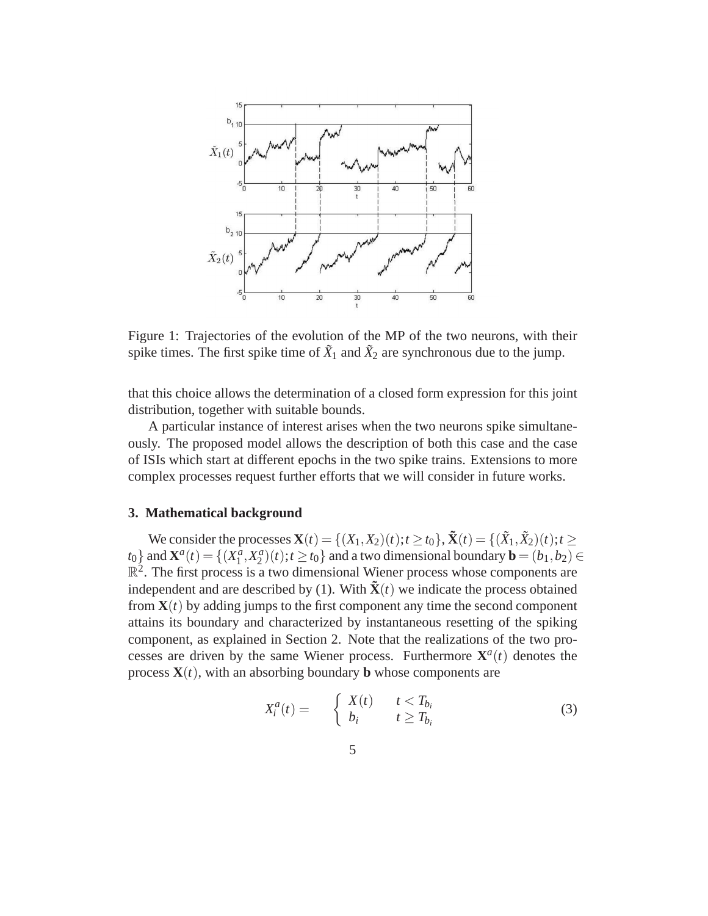15

$b_1$ 10

$\tilde{X}_1(t)$ 5

0

-5

0 10 20 30 40 50 60

t

15

$b_2$ 10

$\tilde{X}_2(t)$ 5

0

-5

0 10 20 30 40 50 60

t

Figure 1: Trajectories of the evolution of the MP of the two neurons, with their spike times. The first spike time of $\tilde{X}_1$ and $\tilde{X}_2$ are synchronous due to the jump.

that this choice allows the determination of a closed form expression for this joint distribution, together with suitable bounds.

A particular instance of interest arises when the two neurons spike simultaneously. The proposed model allows the description of both this case and the case of ISIs which start at different epochs in the two spike trains. Extensions to more complex processes request further efforts that we will consider in future works.

### 3. Mathematical background

We consider the processes $\mathbf{X}(t) = \{(X_1, X_2)(t); t \geq t_0\}$, $\tilde{\mathbf{X}}(t) = \{(\tilde{X}_1, \tilde{X}_2)(t); t \geq t_0\}$ and $\mathbf{X}^a(t) = \{(X_1^a, X_2^a)(t); t \geq t_0\}$ and a two dimensional boundary $\mathbf{b} = (b_1, b_2) \in \mathbb{R}^2$. The first process is a two dimensional Wiener process whose components are independent and are described by (1). With $\tilde{\mathbf{X}}(t)$ we indicate the process obtained from $\mathbf{X}(t)$ by adding jumps to the first component any time the second component attains its boundary and characterized by instantaneous resetting of the spiking component, as explained in Section 2. Note that the realizations of the two processes are driven by the same Wiener process. Furthermore $\mathbf{X}^a(t)$ denotes the process $\mathbf{X}(t)$, with an absorbing boundary $\mathbf{b}$ whose components are

$$X_i^a(t) = \begin{cases} X(t) & t < T_{b_i} \\ b_i & t \geq T_{b_i} \end{cases} \tag{3}$$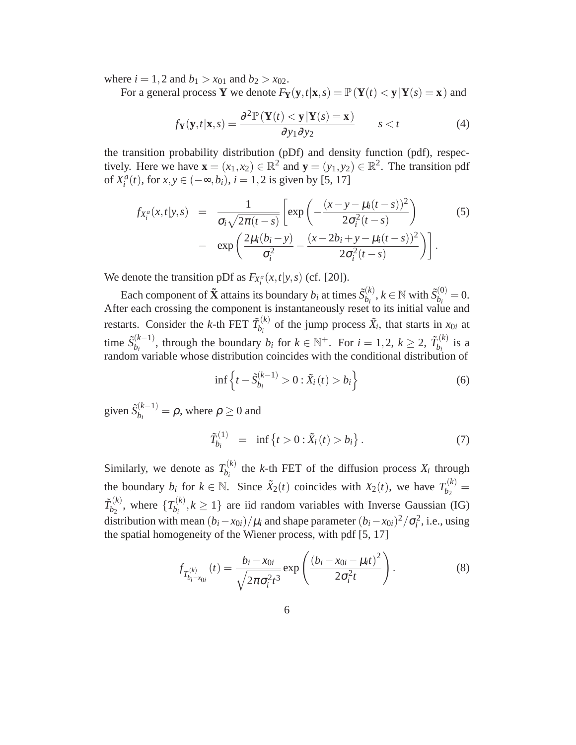where $i = 1,2$ and $b_1 > x_{01}$ and $b_2 > x_{02}$.

For a general process $\mathbf{Y}$ we denote $F_{\mathbf{Y}}(\mathbf{y},t|\mathbf{x},s) = \mathbb{P}(\mathbf{Y}(t) < \mathbf{y}\,|\mathbf{Y}(s) = \mathbf{x})$ and

$$
f_{\mathbf{Y}}(\mathbf{y},t|\mathbf{x},s) = \frac{\partial^2 \mathbb{P}(\mathbf{Y}(t) < \mathbf{y}\,|\mathbf{Y}(s) = \mathbf{x})}{\partial y_1 \partial y_2} \qquad s < t \tag{4}
$$

the transition probability distribution (pDf) and density function (pdf), respectively. Here we have $\mathbf{x} = (x_1,x_2) \in \mathbb{R}^2$ and $\mathbf{y} = (y_1,y_2) \in \mathbb{R}^2$. The transition pdf of $X_i^a(t)$, for $x,y \in (-\infty,b_i)$, $i = 1,2$ is given by [5, 17]

$$
\begin{aligned}
f_{X_i^a}(x,t|y,s) &= \frac{1}{\sigma_i\sqrt{2\pi(t-s)}}\left[\exp\left(-\frac{(x-y-\mu_i(t-s))^2}{2\sigma_i^2(t-s)}\right)\right. \\
&\quad - \left.\exp\left(\frac{2\mu_i(b_i-y)}{\sigma_i^2} - \frac{(x-2b_i+y-\mu_i(t-s))^2}{2\sigma_i^2(t-s)}\right)\right].
\end{aligned} \tag{5}
$$

We denote the transition pDf as $F_{X_i^a}(x,t|y,s)$ (cf. [20]).

Each component of $\tilde{\mathbf{X}}$ attains its boundary $b_i$ at times $\tilde{S}_{b_i}^{(k)}$, $k \in \mathbb{N}$ with $\tilde{S}_{b_i}^{(0)} = 0$. After each crossing the component is instantaneously reset to its initial value and restarts. Consider the $k$-th FET $\tilde{T}_{b_i}^{(k)}$ of the jump process $\tilde{X}_i$, that starts in $x_{0i}$ at time $\tilde{S}_{b_i}^{(k-1)}$, through the boundary $b_i$ for $k \in \mathbb{N}^+$. For $i = 1,2$, $k \geq 2$, $\tilde{T}_{b_i}^{(k)}$ is a random variable whose distribution coincides with the conditional distribution of

$$
\inf\left\{t - \tilde{S}_{b_i}^{(k-1)} > 0 : \tilde{X}_i(t) > b_i\right\} \tag{6}
$$

given $\tilde{S}_{b_i}^{(k-1)} = \rho$, where $\rho \geq 0$ and

$$
\tilde{T}_{b_i}^{(1)} = \inf\left\{t > 0 : \tilde{X}_i(t) > b_i\right\}. \tag{7}
$$

Similarly, we denote as $T_{b_i}^{(k)}$ the $k$-th FET of the diffusion process $X_i$ through the boundary $b_i$ for $k \in \mathbb{N}$. Since $\tilde{X}_2(t)$ coincides with $X_2(t)$, we have $T_{b_2}^{(k)} = \tilde{T}_{b_2}^{(k)}$, where $\{T_{b_i}^{(k)}, k \geq 1\}$ are iid random variables with Inverse Gaussian (IG) distribution with mean $(b_i - x_{0i})/\mu_i$ and shape parameter $(b_i - x_{0i})^2/\sigma_i^2$, i.e., using the spatial homogeneity of the Wiener process, with pdf [5, 17]

$$
f_{T_{b_i - x_{0i}}^{(k)}}(t) = \frac{b_i - x_{0i}}{\sqrt{2\pi\sigma_i^2 t^3}} \exp\left(\frac{(b_i - x_{0i} - \mu_i t)^2}{2\sigma_i^2 t}\right). \tag{8}
$$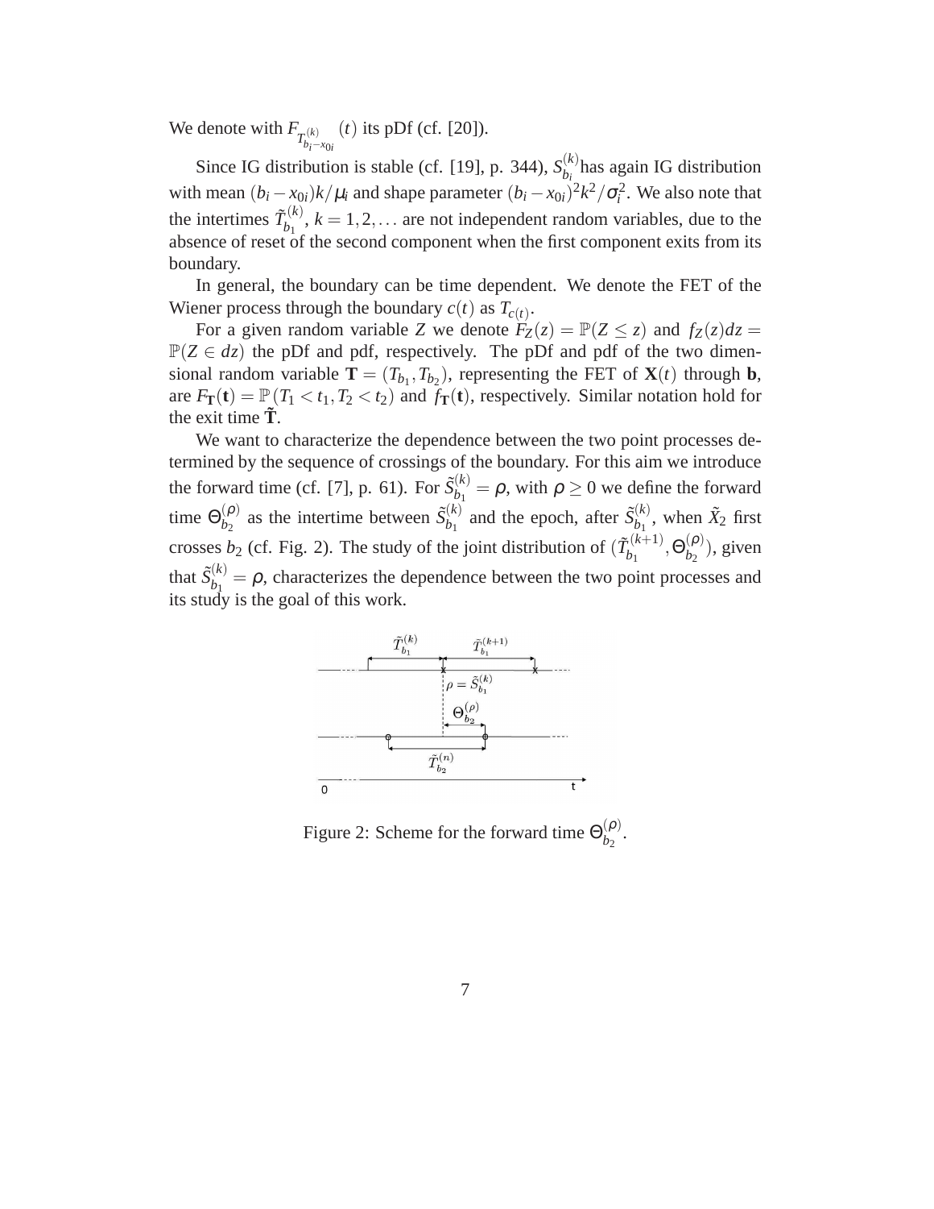We denote with $F_{T^{(k)}_{b_i - x_{0i}}}(t)$ its pDf (cf. [20]).

Since IG distribution is stable (cf. [19], p. 344), $S^{(k)}_{b_i}$ has again IG distribution with mean $(b_i - x_{0i})k/\mu_i$ and shape parameter $(b_i - x_{0i})^2 k^2/\sigma_i^2$. We also note that the intertimes $\tilde{T}^{(k)}_{b_1}$, $k = 1, 2, \ldots$ are not independent random variables, due to the absence of reset of the second component when the first component exits from its boundary.

In general, the boundary can be time dependent. We denote the FET of the Wiener process through the boundary $c(t)$ as $T_{c(t)}$.

For a given random variable $Z$ we denote $F_Z(z) = \mathbb{P}(Z \leq z)$ and $f_Z(z)dz = \mathbb{P}(Z \in dz)$ the pDf and pdf, respectively. The pDf and pdf of the two dimensional random variable $\mathbf{T} = (T_{b_1}, T_{b_2})$, representing the FET of $\mathbf{X}(t)$ through $\mathbf{b}$, are $F_{\mathbf{T}}(\mathbf{t}) = \mathbb{P}(T_1 < t_1, T_2 < t_2)$ and $f_{\mathbf{T}}(\mathbf{t})$, respectively. Similar notation hold for the exit time $\tilde{\mathbf{T}}$.

We want to characterize the dependence between the two point processes determined by the sequence of crossings of the boundary. For this aim we introduce the forward time (cf. [7], p. 61). For $\tilde{S}^{(k)}_{b_1} = \rho$, with $\rho \geq 0$ we define the forward time $\Theta^{(\rho)}_{b_2}$ as the intertime between $\tilde{S}^{(k)}_{b_1}$ and the epoch, after $\tilde{S}^{(k)}_{b_1}$, when $\tilde{X}_2$ first crosses $b_2$ (cf. Fig. 2). The study of the joint distribution of $(\tilde{T}^{(k+1)}_{b_1}, \Theta^{(\rho)}_{b_2})$, given that $\tilde{S}^{(k)}_{b_1} = \rho$, characterizes the dependence between the two point processes and its study is the goal of this work.

$\tilde{T}^{(k)}_{b_1}$

$\tilde{T}^{(k+1)}_{b_1}$

$\rho = \tilde{S}^{(k)}_{b_1}$

$\Theta^{(\rho)}_{b_2}$

$\tilde{T}^{(n)}_{b_2}$

0

t

Figure 2: Scheme for the forward time $\Theta^{(\rho)}_{b_2}$.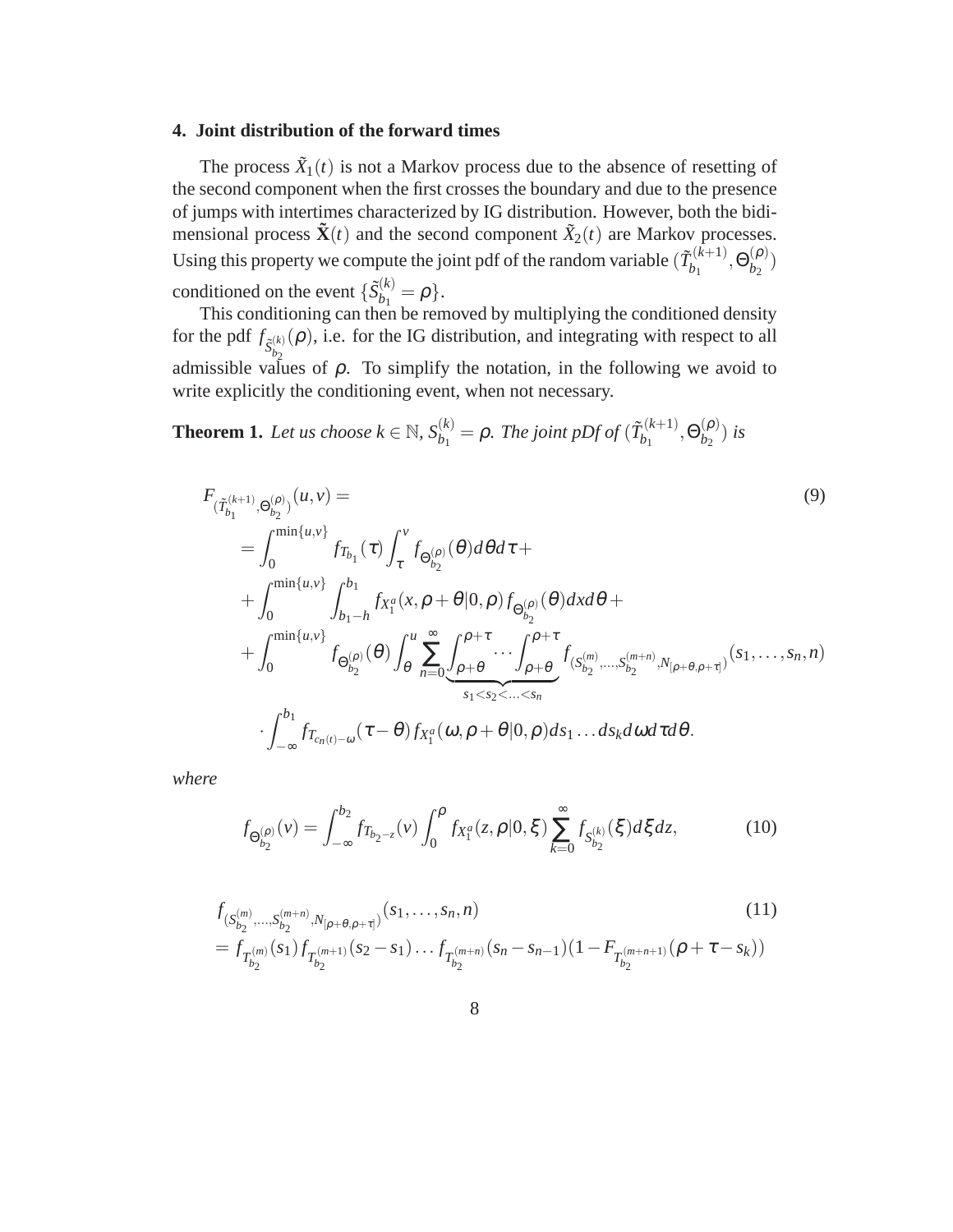## 4. Joint distribution of the forward times

The process $\tilde{X}_1(t)$ is not a Markov process due to the absence of resetting of the second component when the first crosses the boundary and due to the presence of jumps with intertimes characterized by IG distribution. However, both the bidimensional process $\tilde{\mathbf{X}}(t)$ and the second component $\tilde{X}_2(t)$ are Markov processes. Using this property we compute the joint pdf of the random variable $(\tilde{T}_{b_1}^{(k+1)}, \Theta_{b_2}^{(\rho)})$ conditioned on the event $\{\tilde{S}_{b_1}^{(k)} = \rho\}$.

This conditioning can then be removed by multiplying the conditioned density for the pdf $f_{\tilde{S}_{b_2}^{(k)}}(\rho)$, i.e. for the IG distribution, and integrating with respect to all admissible values of $\rho$. To simplify the notation, in the following we avoid to write explicitly the conditioning event, when not necessary.

**Theorem 1.** *Let us choose $k \in \mathbb{N}$, $S_{b_1}^{(k)} = \rho$. The joint pDf of $(\tilde{T}_{b_1}^{(k+1)}, \Theta_{b_2}^{(\rho)})$ is*

$$
\begin{aligned}
F_{(\tilde{T}_{b_1}^{(k+1)}, \Theta_{b_2}^{(\rho)})}(u,v) &= \\
&= \int_0^{\min\{u,v\}} f_{T_{b_1}}(\tau) \int_\tau^v f_{\Theta_{b_2}^{(\rho)}}(\theta) d\theta d\tau + \\
&+ \int_0^{\min\{u,v\}} \int_{b_1-h}^{b_1} f_{X_1^a}(x, \rho+\theta|0,\rho) f_{\Theta_{b_2}^{(\rho)}}(\theta) dx d\theta + \\
&+ \int_0^{\min\{u,v\}} f_{\Theta_{b_2}^{(\rho)}}(\theta) \int_\theta^u \sum_{n=0}^{\infty} \underbrace{\int_{\rho+\theta}^{\rho+\tau} \cdots \int_{\rho+\theta}^{\rho+\tau}}_{s_1<s_2<\ldots<s_n} f_{(S_{b_2}^{(m)},\ldots,S_{b_2}^{(m+n)},N_{[\rho+\theta,\rho+\tau]})}(s_1,\ldots,s_n,n) \\
&\cdot \int_{-\infty}^{b_1} f_{T_{c_n(t)-\omega}}(\tau-\theta) f_{X_1^a}(\omega, \rho+\theta|0,\rho) ds_1 \ldots ds_k d\omega d\tau d\theta.
\end{aligned}
\tag{9}
$$

*where*

$$
f_{\Theta_{b_2}^{(\rho)}}(v) = \int_{-\infty}^{b_2} f_{T_{b_2-z}}(v) \int_0^\rho f_{X_1^a}(z,\rho|0,\xi) \sum_{k=0}^{\infty} f_{S_{b_2}^{(k)}}(\xi) d\xi dz, \tag{10}
$$

$$
\begin{aligned}
&f_{(S_{b_2}^{(m)},\ldots,S_{b_2}^{(m+n)},N_{[\rho+\theta,\rho+\tau]})}(s_1,\ldots,s_n,n) \\
&= f_{T_{b_2}^{(m)}}(s_1) f_{T_{b_2}^{(m+1)}}(s_2-s_1) \ldots f_{T_{b_2}^{(m+n)}}(s_n-s_{n-1})(1-F_{T_{b_2}^{(m+n+1)}}(\rho+\tau-s_k))
\end{aligned}
\tag{11}
$$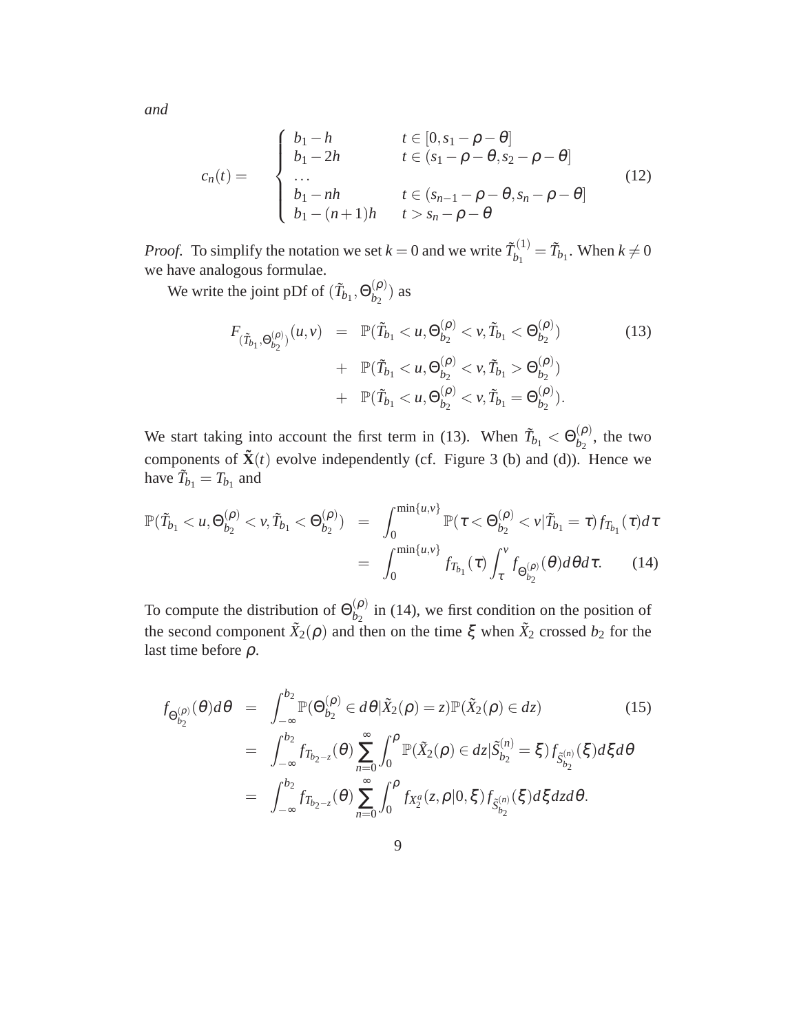*and*

$$
c_n(t) = \begin{cases} b_1 - h & t \in [0, s_1 - \rho - \theta] \\ b_1 - 2h & t \in (s_1 - \rho - \theta, s_2 - \rho - \theta] \\ \dots & \\ b_1 - nh & t \in (s_{n-1} - \rho - \theta, s_n - \rho - \theta] \\ b_1 - (n+1)h & t > s_n - \rho - \theta \end{cases} \tag{12}
$$

*Proof.* To simplify the notation we set $k = 0$ and we write $\tilde{T}_{b_1}^{(1)} = \tilde{T}_{b_1}$. When $k \neq 0$ we have analogous formulae.

We write the joint pDf of $(\tilde{T}_{b_1}, \Theta_{b_2}^{(\rho)})$ as

$$
\begin{aligned}
F_{(\tilde{T}_{b_1}, \Theta_{b_2}^{(\rho)})}(u,v) &= \mathbb{P}(\tilde{T}_{b_1} < u, \Theta_{b_2}^{(\rho)} < v, \tilde{T}_{b_1} < \Theta_{b_2}^{(\rho)}) \\
&+ \mathbb{P}(\tilde{T}_{b_1} < u, \Theta_{b_2}^{(\rho)} < v, \tilde{T}_{b_1} > \Theta_{b_2}^{(\rho)}) \\
&+ \mathbb{P}(\tilde{T}_{b_1} < u, \Theta_{b_2}^{(\rho)} < v, \tilde{T}_{b_1} = \Theta_{b_2}^{(\rho)}).
\end{aligned} \tag{13}
$$

We start taking into account the first term in (13). When $\tilde{T}_{b_1} < \Theta_{b_2}^{(\rho)}$, the two components of $\tilde{\mathbf{X}}(t)$ evolve independently (cf. Figure 3 (b) and (d)). Hence we have $\tilde{T}_{b_1} = T_{b_1}$ and

$$
\begin{aligned}
\mathbb{P}(\tilde{T}_{b_1} < u, \Theta_{b_2}^{(\rho)} < v, \tilde{T}_{b_1} < \Theta_{b_2}^{(\rho)}) &= \int_0^{\min\{u,v\}} \mathbb{P}(\tau < \Theta_{b_2}^{(\rho)} < v | \tilde{T}_{b_1} = \tau) f_{T_{b_1}}(\tau) d\tau \\
&= \int_0^{\min\{u,v\}} f_{T_{b_1}}(\tau) \int_\tau^v f_{\Theta_{b_2}^{(\rho)}}(\theta) d\theta d\tau.
\end{aligned} \tag{14}
$$

To compute the distribution of $\Theta_{b_2}^{(\rho)}$ in (14), we first condition on the position of the second component $\tilde{X}_2(\rho)$ and then on the time $\xi$ when $\tilde{X}_2$ crossed $b_2$ for the last time before $\rho$.

$$
\begin{aligned}
f_{\Theta_{b_2}^{(\rho)}}(\theta) d\theta &= \int_{-\infty}^{b_2} \mathbb{P}(\Theta_{b_2}^{(\rho)} \in d\theta | \tilde{X}_2(\rho) = z) \mathbb{P}(\tilde{X}_2(\rho) \in dz) \\
&= \int_{-\infty}^{b_2} f_{T_{b_2 - z}}(\theta) \sum_{n=0}^{\infty} \int_0^\rho \mathbb{P}(\tilde{X}_2(\rho) \in dz | \tilde{S}_{b_2}^{(n)} = \xi) f_{\tilde{S}_{b_2}^{(n)}}(\xi) d\xi d\theta \\
&= \int_{-\infty}^{b_2} f_{T_{b_2 - z}}(\theta) \sum_{n=0}^{\infty} \int_0^\rho f_{X_2^a}(z, \rho | 0, \xi) f_{\tilde{S}_{b_2}^{(n)}}(\xi) d\xi dz d\theta.
\end{aligned} \tag{15}
$$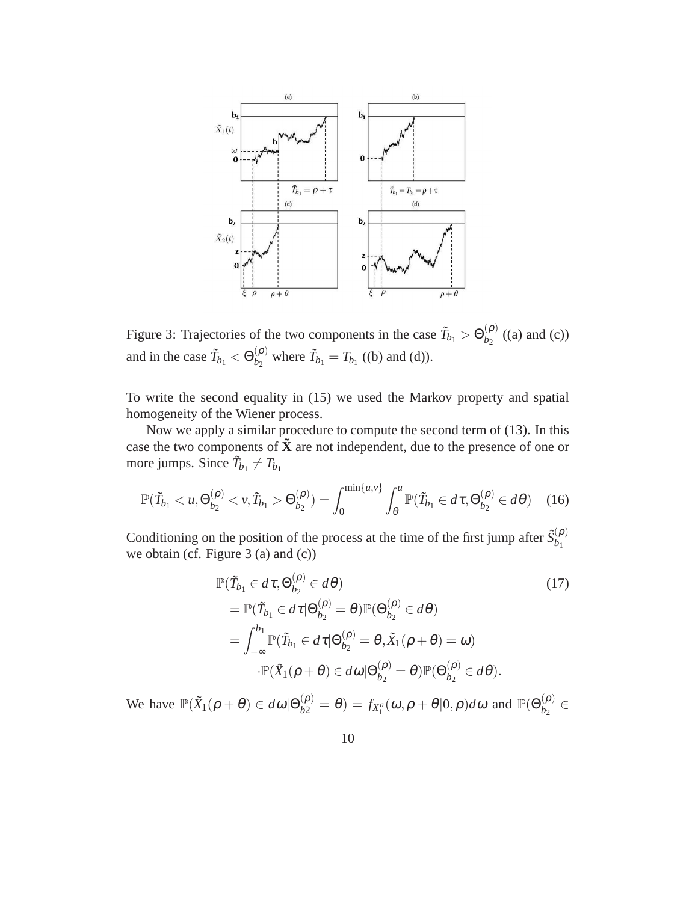(a)

(b)

$b_1$

$\tilde{X}_1(t)$

h

$\omega$

0

$\tilde{T}_{b_1} = \rho + \tau$

$\tilde{T}_{b_1} = T_{b_1} = \rho + \tau$

(c)

(d)

$b_2$

$\tilde{X}_2(t)$

z

0

$\xi$ $\rho$ $\rho + \theta$

$\xi$ $\rho$ $\rho + \theta$

Figure 3: Trajectories of the two components in the case $\tilde{T}_{b_1} > \Theta_{b_2}^{(\rho)}$ ((a) and (c)) and in the case $\tilde{T}_{b_1} < \Theta_{b_2}^{(\rho)}$ where $\tilde{T}_{b_1} = T_{b_1}$ ((b) and (d)).

To write the second equality in (15) we used the Markov property and spatial homogeneity of the Wiener process.

Now we apply a similar procedure to compute the second term of (13). In this case the two components of $\tilde{\mathbf{X}}$ are not independent, due to the presence of one or more jumps. Since $\tilde{T}_{b_1} \neq T_{b_1}$

$$\mathbb{P}(\tilde{T}_{b_1} < u, \Theta_{b_2}^{(\rho)} < v, \tilde{T}_{b_1} > \Theta_{b_2}^{(\rho)}) = \int_0^{\min\{u,v\}} \int_\theta^u \mathbb{P}(\tilde{T}_{b_1} \in d\tau, \Theta_{b_2}^{(\rho)} \in d\theta) \quad (16)$$

Conditioning on the position of the process at the time of the first jump after $\tilde{S}_{b_1}^{(\rho)}$ we obtain (cf. Figure 3 (a) and (c))

$$\begin{aligned}
&\mathbb{P}(\tilde{T}_{b_1} \in d\tau, \Theta_{b_2}^{(\rho)} \in d\theta) \qquad (17)\\
&= \mathbb{P}(\tilde{T}_{b_1} \in d\tau | \Theta_{b_2}^{(\rho)} = \theta) \mathbb{P}(\Theta_{b_2}^{(\rho)} \in d\theta)\\
&= \int_{-\infty}^{b_1} \mathbb{P}(\tilde{T}_{b_1} \in d\tau | \Theta_{b_2}^{(\rho)} = \theta, \tilde{X}_1(\rho+\theta) = \omega)\\
&\quad \cdot \mathbb{P}(\tilde{X}_1(\rho+\theta) \in d\omega | \Theta_{b_2}^{(\rho)} = \theta) \mathbb{P}(\Theta_{b_2}^{(\rho)} \in d\theta).
\end{aligned}$$

We have $\mathbb{P}(\tilde{X}_1(\rho+\theta) \in d\omega | \Theta_{b2}^{(\rho)} = \theta) = f_{X_1^a}(\omega, \rho+\theta | 0, \rho) d\omega$ and $\mathbb{P}(\Theta_{b_2}^{(\rho)} \in$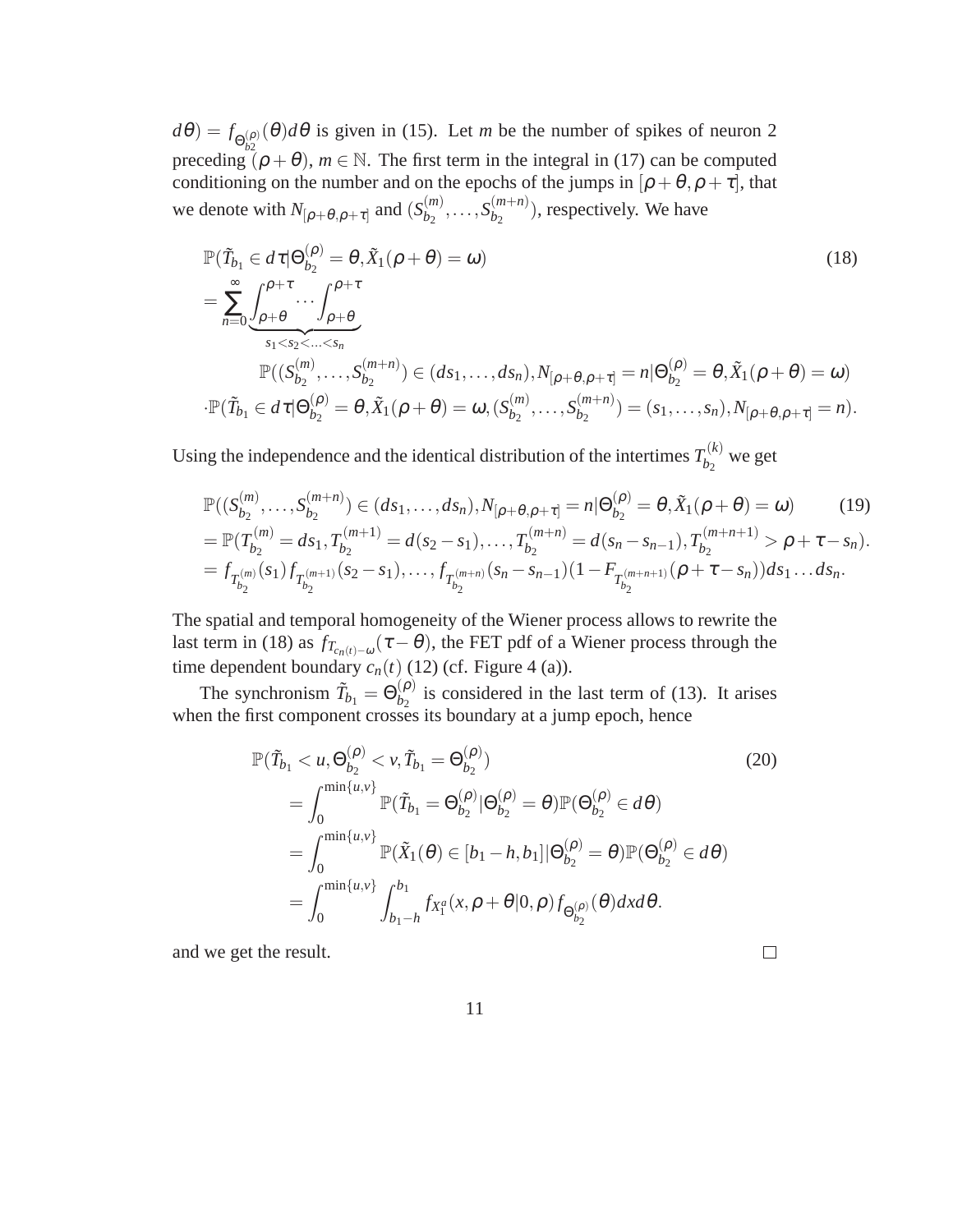$d\theta) = f_{\Theta_{b2}^{(\rho)}}(\theta)d\theta$ is given in (15). Let $m$ be the number of spikes of neuron 2 preceding $(\rho+\theta)$, $m \in \mathbb{N}$. The first term in the integral in (17) can be computed conditioning on the number and on the epochs of the jumps in $[\rho+\theta, \rho+\tau]$, that we denote with $N_{[\rho+\theta,\rho+\tau]}$ and $(S_{b_2}^{(m)}, \ldots, S_{b_2}^{(m+n)})$, respectively. We have

$$
\begin{aligned}
&\mathbb{P}(\tilde{T}_{b_1} \in d\tau | \Theta_{b_2}^{(\rho)} = \theta, \tilde{X}_1(\rho+\theta) = \omega) \qquad (18)\\
&= \sum_{n=0}^{\infty} \underbrace{\int_{\rho+\theta}^{\rho+\tau} \cdots \int_{\rho+\theta}^{\rho+\tau}}_{s_1<s_2<\ldots<s_n} \\
&\qquad \mathbb{P}((S_{b_2}^{(m)}, \ldots, S_{b_2}^{(m+n)}) \in (ds_1, \ldots, ds_n), N_{[\rho+\theta,\rho+\tau]} = n | \Theta_{b_2}^{(\rho)} = \theta, \tilde{X}_1(\rho+\theta) = \omega) \\
&\cdot \mathbb{P}(\tilde{T}_{b_1} \in d\tau | \Theta_{b_2}^{(\rho)} = \theta, \tilde{X}_1(\rho+\theta) = \omega, (S_{b_2}^{(m)}, \ldots, S_{b_2}^{(m+n)}) = (s_1, \ldots, s_n), N_{[\rho+\theta,\rho+\tau]} = n).
\end{aligned}
$$

Using the independence and the identical distribution of the intertimes $T_{b_2}^{(k)}$ we get

$$
\begin{aligned}
&\mathbb{P}((S_{b_2}^{(m)}, \ldots, S_{b_2}^{(m+n)}) \in (ds_1, \ldots, ds_n), N_{[\rho+\theta,\rho+\tau]} = n | \Theta_{b_2}^{(\rho)} = \theta, \tilde{X}_1(\rho+\theta) = \omega) \qquad (19)\\
&= \mathbb{P}(T_{b_2}^{(m)} = ds_1, T_{b_2}^{(m+1)} = d(s_2 - s_1), \ldots, T_{b_2}^{(m+n)} = d(s_n - s_{n-1}), T_{b_2}^{(m+n+1)} > \rho + \tau - s_n). \\
&= f_{T_{b_2}^{(m)}}(s_1) f_{T_{b_2}^{(m+1)}}(s_2 - s_1), \ldots, f_{T_{b_2}^{(m+n)}}(s_n - s_{n-1})(1 - F_{T_{b_2}^{(m+n+1)}}(\rho + \tau - s_n)) ds_1 \ldots ds_n.
\end{aligned}
$$

The spatial and temporal homogeneity of the Wiener process allows to rewrite the last term in (18) as $f_{T_{c_n(t)-\omega}}(\tau - \theta)$, the FET pdf of a Wiener process through the time dependent boundary $c_n(t)$ (12) (cf. Figure 4 (a)).

The synchronism $\tilde{T}_{b_1} = \Theta_{b_2}^{(\rho)}$ is considered in the last term of (13). It arises when the first component crosses its boundary at a jump epoch, hence

$$
\begin{aligned}
&\mathbb{P}(\tilde{T}_{b_1} < u, \Theta_{b_2}^{(\rho)} < v, \tilde{T}_{b_1} = \Theta_{b_2}^{(\rho)}) \qquad (20)\\
&= \int_0^{\min\{u,v\}} \mathbb{P}(\tilde{T}_{b_1} = \Theta_{b_2}^{(\rho)} | \Theta_{b_2}^{(\rho)} = \theta) \mathbb{P}(\Theta_{b_2}^{(\rho)} \in d\theta) \\
&= \int_0^{\min\{u,v\}} \mathbb{P}(\tilde{X}_1(\theta) \in [b_1 - h, b_1] | \Theta_{b_2}^{(\rho)} = \theta) \mathbb{P}(\Theta_{b_2}^{(\rho)} \in d\theta) \\
&= \int_0^{\min\{u,v\}} \int_{b_1-h}^{b_1} f_{X_1^a}(x, \rho+\theta | 0, \rho) f_{\Theta_{b_2}^{(\rho)}}(\theta) dx d\theta.
\end{aligned}
$$

and we get the result. □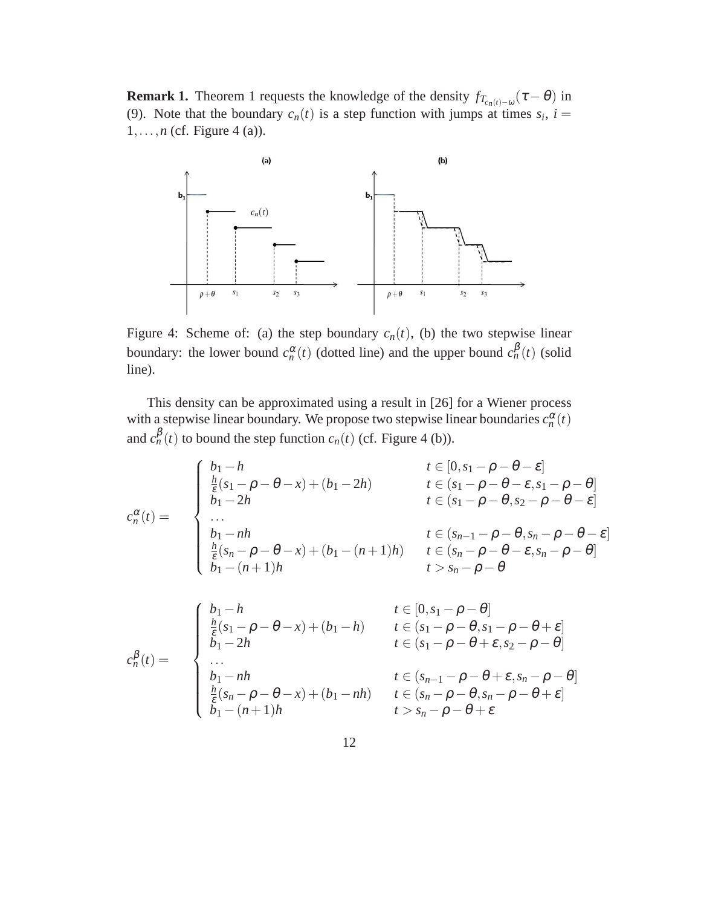**Remark 1.** Theorem 1 requests the knowledge of the density $f_{T_{c_n(t)-\omega}}(\tau-\theta)$ in (9). Note that the boundary $c_n(t)$ is a step function with jumps at times $s_i$, $i = 1,\dots,n$ (cf. Figure 4 (a)).

(a)

$b_1$

$c_n(t)$

$\rho+\theta$ $s_1$ $s_2$ $s_3$

(b)

$b_1$

$\rho+\theta$ $s_1$ $s_2$ $s_3$

Figure 4: Scheme of: (a) the step boundary $c_n(t)$, (b) the two stepwise linear boundary: the lower bound $c_n^{\alpha}(t)$ (dotted line) and the upper bound $c_n^{\beta}(t)$ (solid line).

This density can be approximated using a result in [26] for a Wiener process with a stepwise linear boundary. We propose two stepwise linear boundaries $c_n^{\alpha}(t)$ and $c_n^{\beta}(t)$ to bound the step function $c_n(t)$ (cf. Figure 4 (b)).

$$
c_n^{\alpha}(t) = \begin{cases}
b_1 - h & t \in [0, s_1 - \rho - \theta - \varepsilon] \\
\frac{h}{\varepsilon}(s_1 - \rho - \theta - x) + (b_1 - 2h) & t \in (s_1 - \rho - \theta - \varepsilon, s_1 - \rho - \theta] \\
b_1 - 2h & t \in (s_1 - \rho - \theta, s_2 - \rho - \theta - \varepsilon] \\
\dots & \\
b_1 - nh & t \in (s_{n-1} - \rho - \theta, s_n - \rho - \theta - \varepsilon] \\
\frac{h}{\varepsilon}(s_n - \rho - \theta - x) + (b_1 - (n+1)h) & t \in (s_n - \rho - \theta - \varepsilon, s_n - \rho - \theta] \\
b_1 - (n+1)h & t > s_n - \rho - \theta
\end{cases}
$$

$$
c_n^{\beta}(t) = \begin{cases}
b_1 - h & t \in [0, s_1 - \rho - \theta] \\
\frac{h}{\varepsilon}(s_1 - \rho - \theta - x) + (b_1 - h) & t \in (s_1 - \rho - \theta, s_1 - \rho - \theta + \varepsilon] \\
b_1 - 2h & t \in (s_1 - \rho - \theta + \varepsilon, s_2 - \rho - \theta] \\
\dots & \\
b_1 - nh & t \in (s_{n-1} - \rho - \theta + \varepsilon, s_n - \rho - \theta] \\
\frac{h}{\varepsilon}(s_n - \rho - \theta - x) + (b_1 - nh) & t \in (s_n - \rho - \theta, s_n - \rho - \theta + \varepsilon] \\
b_1 - (n+1)h & t > s_n - \rho - \theta + \varepsilon
\end{cases}
$$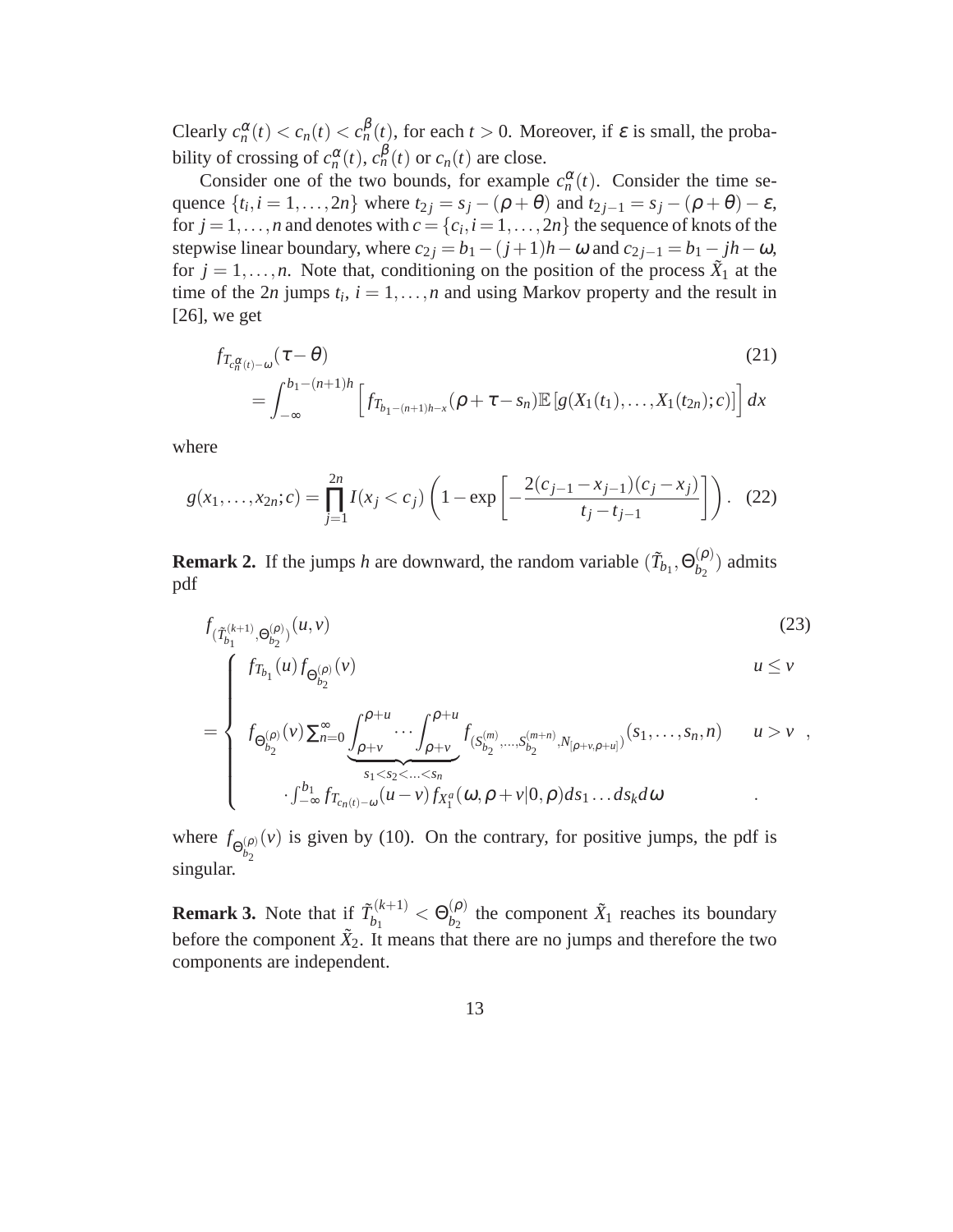Clearly $c_n^{\alpha}(t) < c_n(t) < c_n^{\beta}(t)$, for each $t > 0$. Moreover, if $\varepsilon$ is small, the probability of crossing of $c_n^{\alpha}(t)$, $c_n^{\beta}(t)$ or $c_n(t)$ are close.

Consider one of the two bounds, for example $c_n^{\alpha}(t)$. Consider the time sequence $\{t_i, i = 1, \ldots, 2n\}$ where $t_{2j} = s_j - (\rho + \theta)$ and $t_{2j-1} = s_j - (\rho + \theta) - \varepsilon$, for $j = 1, \ldots, n$ and denotes with $c = \{c_i, i = 1, \ldots, 2n\}$ the sequence of knots of the stepwise linear boundary, where $c_{2j} = b_1 - (j+1)h - \omega$ and $c_{2j-1} = b_1 - jh - \omega$, for $j = 1, \ldots, n$. Note that, conditioning on the position of the process $\tilde{X}_1$ at the time of the $2n$ jumps $t_i$, $i = 1, \ldots, n$ and using Markov property and the result in [26], we get

$$
\begin{aligned}
& f_{T_{c_n^{\alpha}(t)-\omega}}(\tau - \theta) \qquad (21)\\
& \quad = \int_{-\infty}^{b_1-(n+1)h} \left[ f_{T_{b_1-(n+1)h-x}}(\rho + \tau - s_n) \mathbb{E}\left[ g(X_1(t_1), \ldots, X_1(t_{2n}); c) \right] \right] dx
\end{aligned}
$$

where

$$
g(x_1, \ldots, x_{2n}; c) = \prod_{j=1}^{2n} I(x_j < c_j) \left( 1 - \exp\left[ -\frac{2(c_{j-1} - x_{j-1})(c_j - x_j)}{t_j - t_{j-1}} \right] \right). \qquad (22)
$$

**Remark 2.** If the jumps $h$ are downward, the random variable $(\tilde{T}_{b_1}, \Theta_{b_2}^{(\rho)})$ admits pdf

$$
\begin{aligned}
& f_{(\tilde{T}_{b_1}^{(k+1)}, \Theta_{b_2}^{(\rho)})}(u, v) \qquad (23)\\
& = \begin{cases}
f_{T_{b_1}}(u) f_{\Theta_{b_2}^{(\rho)}}(v) & u \le v \\[2ex]
f_{\Theta_{b_2}^{(\rho)}}(v) \sum_{n=0}^{\infty} \underbrace{\int_{\rho+v}^{\rho+u} \cdots \int_{\rho+v}^{\rho+u}}_{s_1 < s_2 < \ldots < s_n} f_{(S_{b_2}^{(m)}, \ldots, S_{b_2}^{(m+n)}, N_{[\rho+v, \rho+u]})}(s_1, \ldots, s_n, n) & u > v \\
\quad \cdot \int_{-\infty}^{b_1} f_{T_{c_n(t)-\omega}}(u - v) f_{X_1^a}(\omega, \rho + v | 0, \rho) ds_1 \ldots ds_k d\omega & .
\end{cases},
\end{aligned}
$$

where $f_{\Theta_{b_2}^{(\rho)}}(v)$ is given by (10). On the contrary, for positive jumps, the pdf is singular.

**Remark 3.** Note that if $\tilde{T}_{b_1}^{(k+1)} < \Theta_{b_2}^{(\rho)}$ the component $\tilde{X}_1$ reaches its boundary before the component $\tilde{X}_2$. It means that there are no jumps and therefore the two components are independent.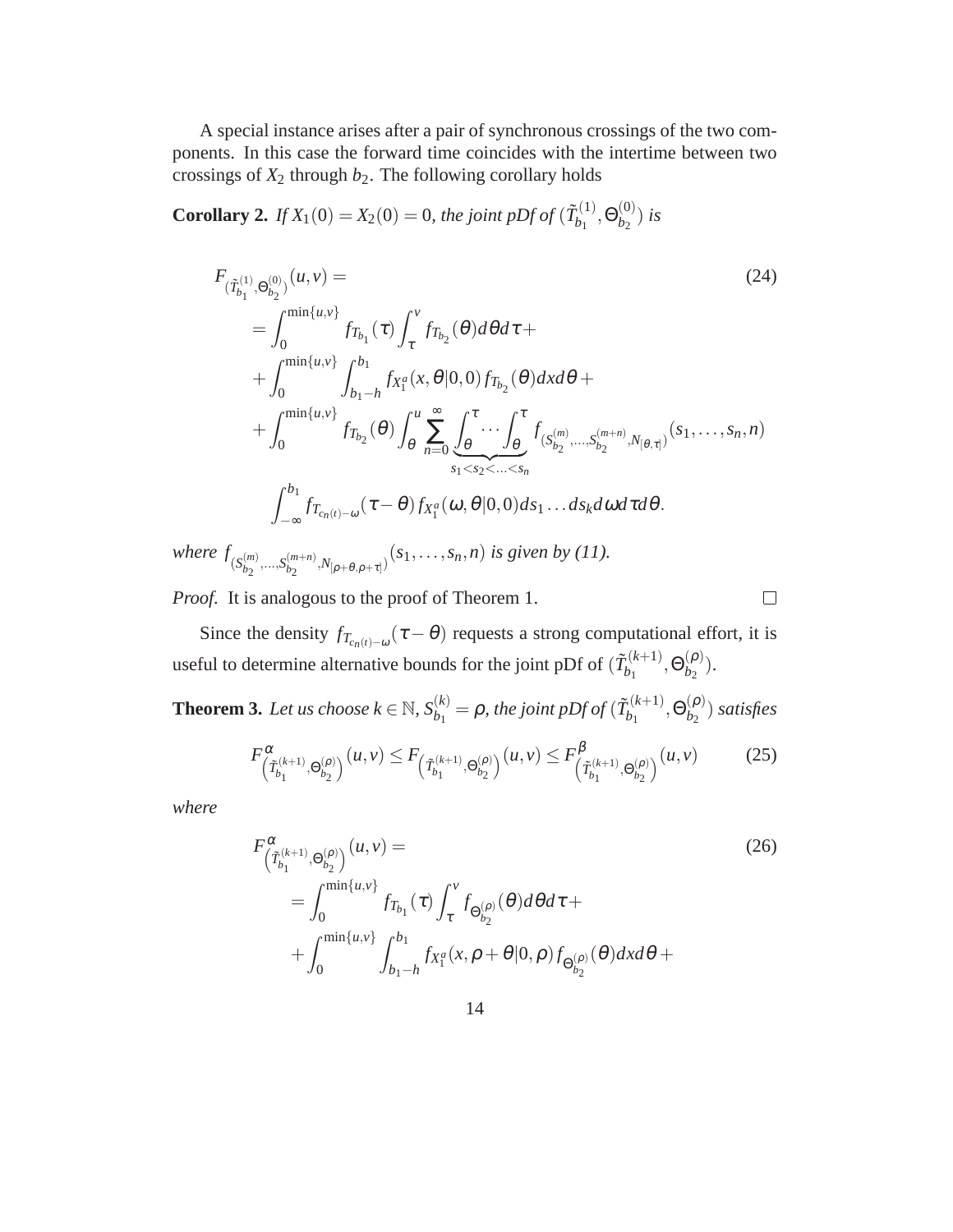A special instance arises after a pair of synchronous crossings of the two components. In this case the forward time coincides with the intertime between two crossings of $X_2$ through $b_2$. The following corollary holds

**Corollary 2.** *If $X_1(0) = X_2(0) = 0$, the joint pDf of $(\tilde{T}_{b_1}^{(1)}, \Theta_{b_2}^{(0)})$ is*

$$
\begin{aligned}
F_{(\tilde{T}_{b_1}^{(1)}, \Theta_{b_2}^{(0)})}(u,v) &= \qquad (24)\\
&= \int_0^{\min\{u,v\}} f_{T_{b_1}}(\tau) \int_\tau^v f_{T_{b_2}}(\theta) d\theta d\tau + \\
&+ \int_0^{\min\{u,v\}} \int_{b_1-h}^{b_1} f_{X_1^a}(x,\theta|0,0) f_{T_{b_2}}(\theta) dx d\theta + \\
&+ \int_0^{\min\{u,v\}} f_{T_{b_2}}(\theta) \int_\theta^u \sum_{n=0}^{\infty} \underbrace{\int_\theta^\tau \cdots \int_\theta^\tau}_{s_1<s_2<\ldots<s_n} f_{(S_{b_2}^{(m)},\ldots,S_{b_2}^{(m+n)},N_{[\theta,\tau]})}(s_1,\ldots,s_n,n) \\
&\int_{-\infty}^{b_1} f_{T_{c_{n(t)}-\omega}}(\tau-\theta) f_{X_1^a}(\omega,\theta|0,0) ds_1 \ldots ds_k d\omega d\tau d\theta.
\end{aligned}
$$

*where $f_{(S_{b_2}^{(m)},\ldots,S_{b_2}^{(m+n)},N_{[\rho+\theta,\rho+\tau]})}(s_1,\ldots,s_n,n)$ is given by (11).*

*Proof.* It is analogous to the proof of Theorem 1. □

Since the density $f_{T_{c_{n(t)}-\omega}}(\tau-\theta)$ requests a strong computational effort, it is useful to determine alternative bounds for the joint pDf of $(\tilde{T}_{b_1}^{(k+1)}, \Theta_{b_2}^{(\rho)})$.

**Theorem 3.** *Let us choose $k \in \mathbb{N}$, $S_{b_1}^{(k)} = \rho$, the joint pDf of $(\tilde{T}_{b_1}^{(k+1)}, \Theta_{b_2}^{(\rho)})$ satisfies*

$$
F^{\alpha}_{\left(\tilde{T}_{b_1}^{(k+1)}, \Theta_{b_2}^{(\rho)}\right)}(u,v) \leq F_{\left(\tilde{T}_{b_1}^{(k+1)}, \Theta_{b_2}^{(\rho)}\right)}(u,v) \leq F^{\beta}_{\left(\tilde{T}_{b_1}^{(k+1)}, \Theta_{b_2}^{(\rho)}\right)}(u,v) \qquad (25)
$$

*where*

$$
\begin{aligned}
F^{\alpha}_{\left(\tilde{T}_{b_1}^{(k+1)}, \Theta_{b_2}^{(\rho)}\right)}(u,v) &= \qquad (26)\\
&= \int_0^{\min\{u,v\}} f_{T_{b_1}}(\tau) \int_\tau^v f_{\Theta_{b_2}^{(\rho)}}(\theta) d\theta d\tau + \\
&+ \int_0^{\min\{u,v\}} \int_{b_1-h}^{b_1} f_{X_1^a}(x,\rho+\theta|0,\rho) f_{\Theta_{b_2}^{(\rho)}}(\theta) dx d\theta +
\end{aligned}
$$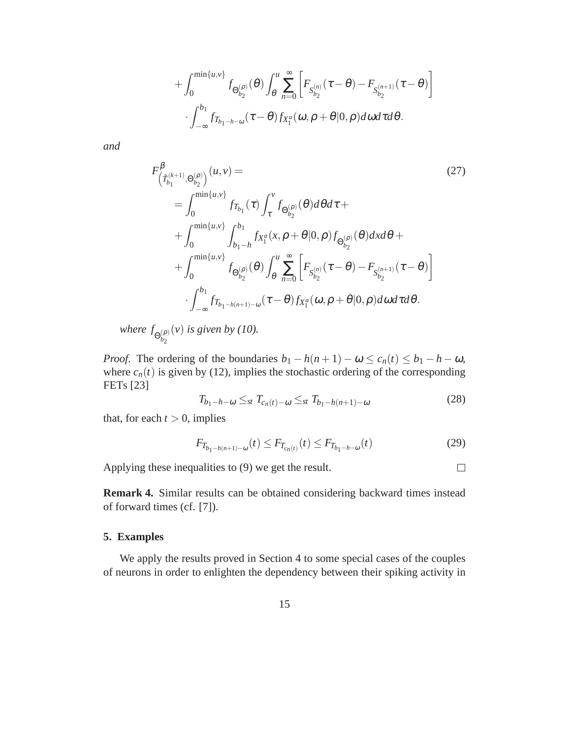$$
+\int_0^{\min\{u,v\}} f_{\Theta_{b_2}^{(\rho)}}(\theta) \int_\theta^u \sum_{n=0}^{\infty} \left[ F_{S_{b_2}^{(n)}}(\tau-\theta) - F_{S_{b_2}^{(n+1)}}(\tau-\theta) \right] \cdot \int_{-\infty}^{b_1} f_{T_{b_1-h-\omega}}(\tau-\theta) f_{X_1^a}(\omega, \rho+\theta|0,\rho) d\omega d\tau d\theta.
$$

*and*

$$
\begin{aligned}
F^{\beta}_{\left(\tilde{T}_{b_1}^{(k+1)}, \Theta_{b_2}^{(\rho)}\right)}(u,v) &= \qquad (27) \\
&= \int_0^{\min\{u,v\}} f_{T_{b_1}}(\tau) \int_\tau^v f_{\Theta_{b_2}^{(\rho)}}(\theta) d\theta d\tau + \\
&+ \int_0^{\min\{u,v\}} \int_{b_1-h}^{b_1} f_{X_1^a}(x, \rho+\theta|0,\rho) f_{\Theta_{b_2}^{(\rho)}}(\theta) dx d\theta + \\
&+ \int_0^{\min\{u,v\}} f_{\Theta_{b_2}^{(\rho)}}(\theta) \int_\theta^u \sum_{n=0}^{\infty} \left[ F_{S_{b_2}^{(n)}}(\tau-\theta) - F_{S_{b_2}^{(n+1)}}(\tau-\theta) \right] \\
&\cdot \int_{-\infty}^{b_1} f_{T_{b_1-h(n+1)-\omega}}(\tau-\theta) f_{X_1^a}(\omega, \rho+\theta|0,\rho) d\omega d\tau d\theta.
\end{aligned}
$$

*where* $f_{\Theta_{b_2}^{(\rho)}}(v)$ *is given by (10).*

*Proof.* The ordering of the boundaries $b_1 - h(n+1) - \omega \le c_n(t) \le b_1 - h - \omega$, where $c_n(t)$ is given by (12), implies the stochastic ordering of the corresponding FETs [23]

$$
T_{b_1-h-\omega} \le_{st} T_{c_n(t)-\omega} \le_{st} T_{b_1-h(n+1)-\omega} \qquad (28)
$$

that, for each $t > 0$, implies

$$
F_{T_{b_1-h(n+1)-\omega}}(t) \le F_{T_{c_n(t)}}(t) \le F_{T_{b_1-h-\omega}}(t) \qquad (29)
$$

Applying these inequalities to (9) we get the result. □

**Remark 4.** Similar results can be obtained considering backward times instead of forward times (cf. [7]).

## 5. Examples

We apply the results proved in Section 4 to some special cases of the couples of neurons in order to enlighten the dependency between their spiking activity in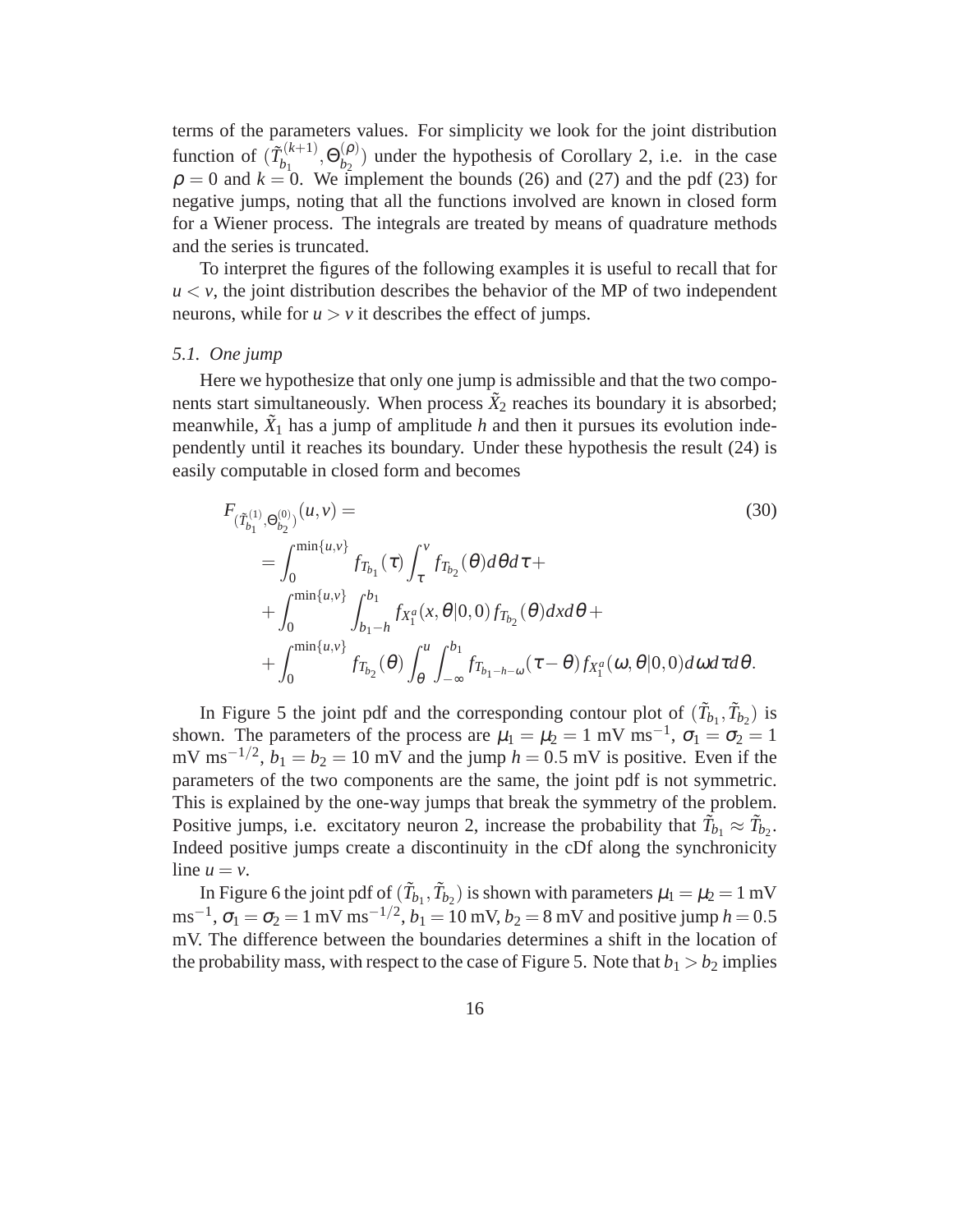terms of the parameters values. For simplicity we look for the joint distribution function of $(\tilde{T}_{b_1}^{(k+1)}, \Theta_{b_2}^{(\rho)})$ under the hypothesis of Corollary 2, i.e. in the case $\rho = 0$ and $k = 0$. We implement the bounds (26) and (27) and the pdf (23) for negative jumps, noting that all the functions involved are known in closed form for a Wiener process. The integrals are treated by means of quadrature methods and the series is truncated.

To interpret the figures of the following examples it is useful to recall that for $u < v$, the joint distribution describes the behavior of the MP of two independent neurons, while for $u > v$ it describes the effect of jumps.

### 5.1. *One jump*

Here we hypothesize that only one jump is admissible and that the two components start simultaneously. When process $\tilde{X}_2$ reaches its boundary it is absorbed; meanwhile, $\tilde{X}_1$ has a jump of amplitude $h$ and then it pursues its evolution independently until it reaches its boundary. Under these hypothesis the result (24) is easily computable in closed form and becomes

$$
\begin{aligned}
F_{(\tilde{T}_{b_1}^{(1)}, \Theta_{b_2}^{(0)})}(u,v) &= \qquad\qquad\qquad\qquad\qquad\qquad\qquad\qquad\qquad\qquad\qquad\qquad (30)\\
&= \int_0^{\min\{u,v\}} f_{T_{b_1}}(\tau) \int_\tau^v f_{T_{b_2}}(\theta) d\theta d\tau + \\
&+ \int_0^{\min\{u,v\}} \int_{b_1-h}^{b_1} f_{X_1^a}(x,\theta|0,0) f_{T_{b_2}}(\theta) dx d\theta + \\
&+ \int_0^{\min\{u,v\}} f_{T_{b_2}}(\theta) \int_\theta^u \int_{-\infty}^{b_1} f_{T_{b_1-h-\omega}}(\tau-\theta) f_{X_1^a}(\omega,\theta|0,0) d\omega d\tau d\theta.
\end{aligned}
$$

In Figure 5 the joint pdf and the corresponding contour plot of $(\tilde{T}_{b_1}, \tilde{T}_{b_2})$ is shown. The parameters of the process are $\mu_1 = \mu_2 = 1$ mV ms$^{-1}$, $\sigma_1 = \sigma_2 = 1$ mV ms$^{-1/2}$, $b_1 = b_2 = 10$ mV and the jump $h = 0.5$ mV is positive. Even if the parameters of the two components are the same, the joint pdf is not symmetric. This is explained by the one-way jumps that break the symmetry of the problem. Positive jumps, i.e. excitatory neuron 2, increase the probability that $\tilde{T}_{b_1} \approx \tilde{T}_{b_2}$. Indeed positive jumps create a discontinuity in the cDf along the synchronicity line $u = v$.

In Figure 6 the joint pdf of $(\tilde{T}_{b_1}, \tilde{T}_{b_2})$ is shown with parameters $\mu_1 = \mu_2 = 1$ mV ms$^{-1}$, $\sigma_1 = \sigma_2 = 1$ mV ms$^{-1/2}$, $b_1 = 10$ mV, $b_2 = 8$ mV and positive jump $h = 0.5$ mV. The difference between the boundaries determines a shift in the location of the probability mass, with respect to the case of Figure 5. Note that $b_1 > b_2$ implies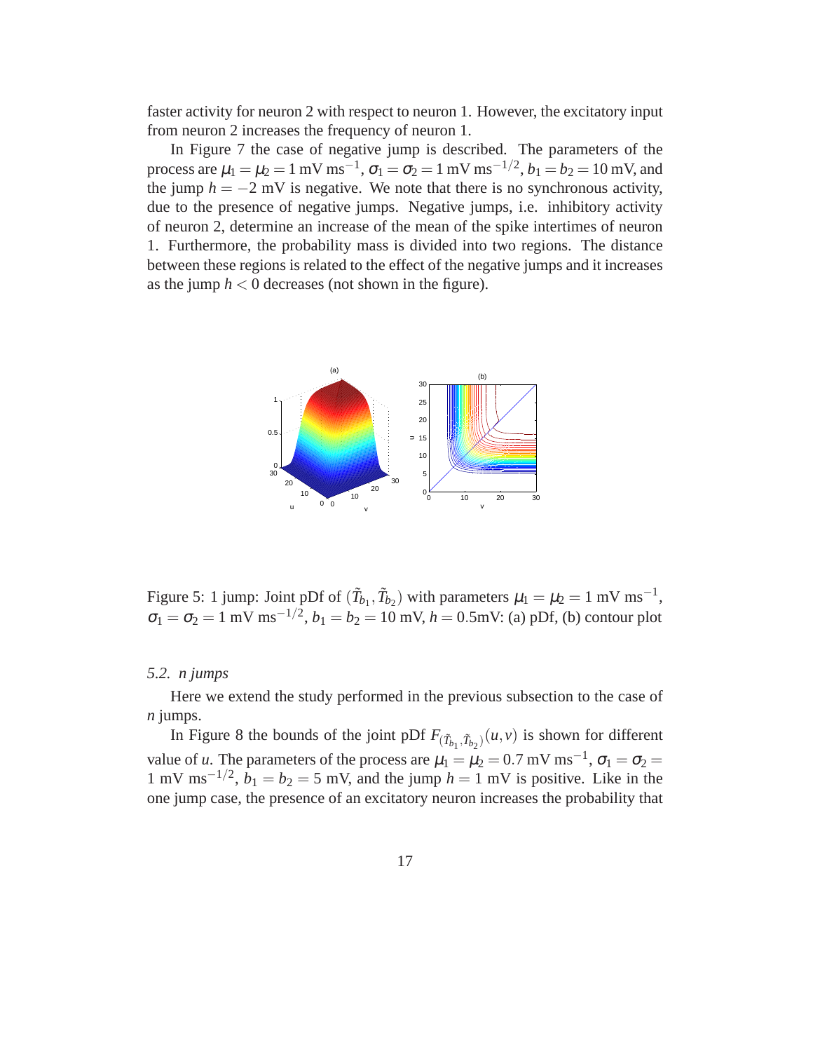faster activity for neuron 2 with respect to neuron 1. However, the excitatory input from neuron 2 increases the frequency of neuron 1.

In Figure 7 the case of negative jump is described. The parameters of the process are $\mu_1 = \mu_2 = 1$ mV ms$^{-1}$, $\sigma_1 = \sigma_2 = 1$ mV ms$^{-1/2}$, $b_1 = b_2 = 10$ mV, and the jump $h = -2$ mV is negative. We note that there is no synchronous activity, due to the presence of negative jumps. Negative jumps, i.e. inhibitory activity of neuron 2, determine an increase of the mean of the spike intertimes of neuron 1. Furthermore, the probability mass is divided into two regions. The distance between these regions is related to the effect of the negative jumps and it increases as the jump $h < 0$ decreases (not shown in the figure).

(a)

1
0.5
0
30
20
10
0
0
10
20
30
u
v

(b)

30
25
20
15
10
5
0
u
0
10
20
30
v

Figure 5: 1 jump: Joint pDf of $(\tilde{T}_{b_1}, \tilde{T}_{b_2})$ with parameters $\mu_1 = \mu_2 = 1$ mV ms$^{-1}$, $\sigma_1 = \sigma_2 = 1$ mV ms$^{-1/2}$, $b_1 = b_2 = 10$ mV, $h = 0.5$mV: (a) pDf, (b) contour plot

### 5.2. *n jumps*

Here we extend the study performed in the previous subsection to the case of $n$ jumps.

In Figure 8 the bounds of the joint pDf $F_{(\tilde{T}_{b_1}, \tilde{T}_{b_2})}(u, v)$ is shown for different value of $u$. The parameters of the process are $\mu_1 = \mu_2 = 0.7$ mV ms$^{-1}$, $\sigma_1 = \sigma_2 = 1$ mV ms$^{-1/2}$, $b_1 = b_2 = 5$ mV, and the jump $h = 1$ mV is positive. Like in the one jump case, the presence of an excitatory neuron increases the probability that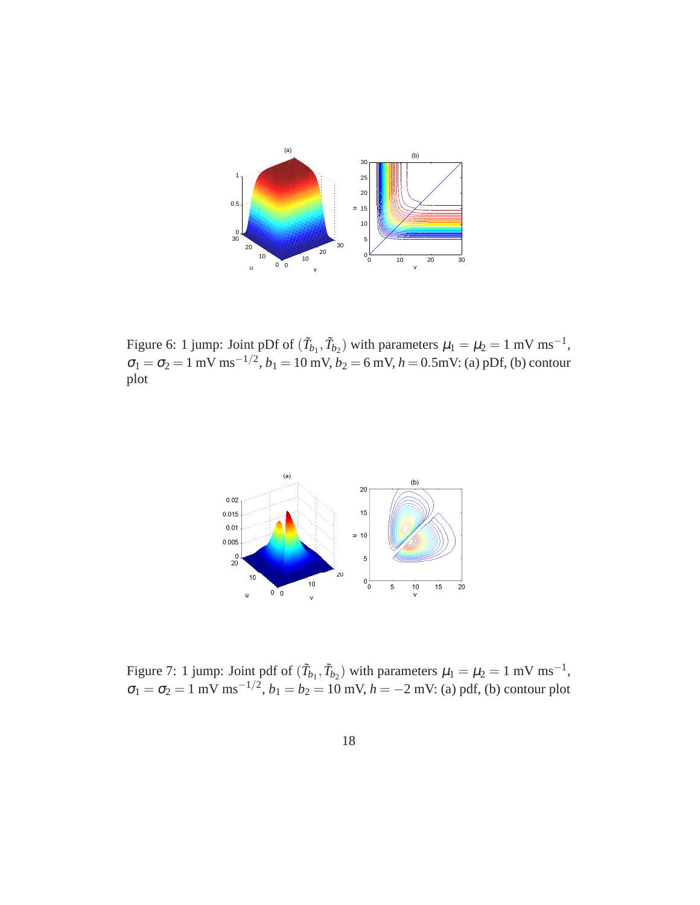(a)

1
0.5
0
30
20
10
0
u
0
10
20
30
v

(b)

30
25
20
u 15
10
5
0
0
10
20
30
v

Figure 6: 1 jump: Joint pDf of $(\tilde{T}_{b_1}, \tilde{T}_{b_2})$ with parameters $\mu_1 = \mu_2 = 1$ mV ms$^{-1}$, $\sigma_1 = \sigma_2 = 1$ mV ms$^{-1/2}$, $b_1 = 10$ mV, $b_2 = 6$ mV, $h = 0.5$mV: (a) pDf, (b) contour plot

(a)

0.02
0.015
0.01
0.005
0
20
10
u
0
0
10
20
v

(b)

20
15
u 10
5
0
0
5
10
15
20
v

Figure 7: 1 jump: Joint pdf of $(\tilde{T}_{b_1}, \tilde{T}_{b_2})$ with parameters $\mu_1 = \mu_2 = 1$ mV ms$^{-1}$, $\sigma_1 = \sigma_2 = 1$ mV ms$^{-1/2}$, $b_1 = b_2 = 10$ mV, $h = -2$ mV: (a) pdf, (b) contour plot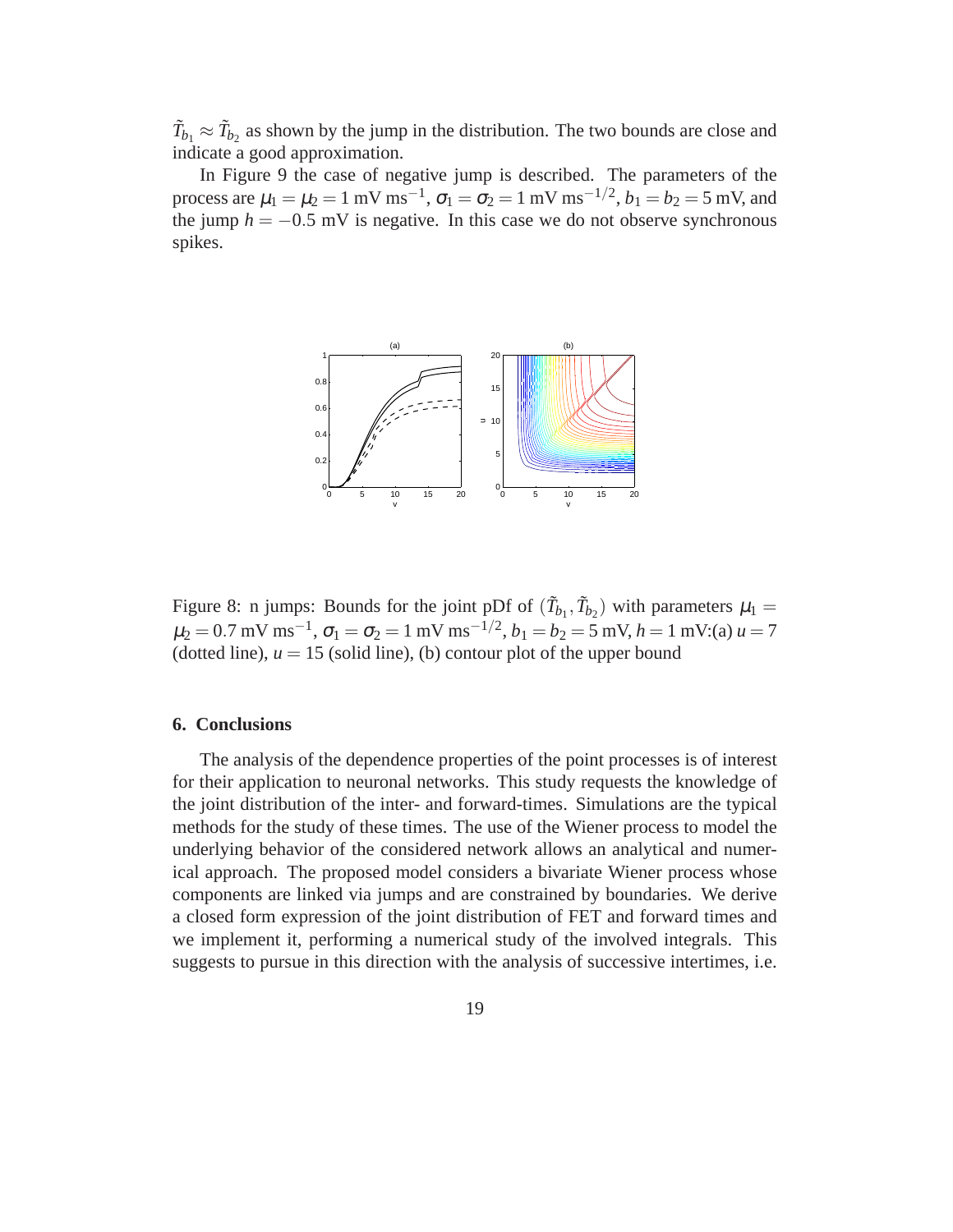$\tilde{T}_{b_1} \approx \tilde{T}_{b_2}$ as shown by the jump in the distribution. The two bounds are close and indicate a good approximation.

In Figure 9 the case of negative jump is described. The parameters of the process are $\mu_1 = \mu_2 = 1$ mV ms$^{-1}$, $\sigma_1 = \sigma_2 = 1$ mV ms$^{-1/2}$, $b_1 = b_2 = 5$ mV, and the jump $h = -0.5$ mV is negative. In this case we do not observe synchronous spikes.

(a)

1
0.8
0.6
0.4
0.2
0
0 5 10 15 20
v

(b)

20
15
u 10
5
0
0 5 10 15 20
v

Figure 8: n jumps: Bounds for the joint pDf of $(\tilde{T}_{b_1}, \tilde{T}_{b_2})$ with parameters $\mu_1 = \mu_2 = 0.7$ mV ms$^{-1}$, $\sigma_1 = \sigma_2 = 1$ mV ms$^{-1/2}$, $b_1 = b_2 = 5$ mV, $h = 1$ mV:(a) $u = 7$ (dotted line), $u = 15$ (solid line), (b) contour plot of the upper bound

## 6. Conclusions

The analysis of the dependence properties of the point processes is of interest for their application to neuronal networks. This study requests the knowledge of the joint distribution of the inter- and forward-times. Simulations are the typical methods for the study of these times. The use of the Wiener process to model the underlying behavior of the considered network allows an analytical and numerical approach. The proposed model considers a bivariate Wiener process whose components are linked via jumps and are constrained by boundaries. We derive a closed form expression of the joint distribution of FET and forward times and we implement it, performing a numerical study of the involved integrals. This suggests to pursue in this direction with the analysis of successive intertimes, i.e.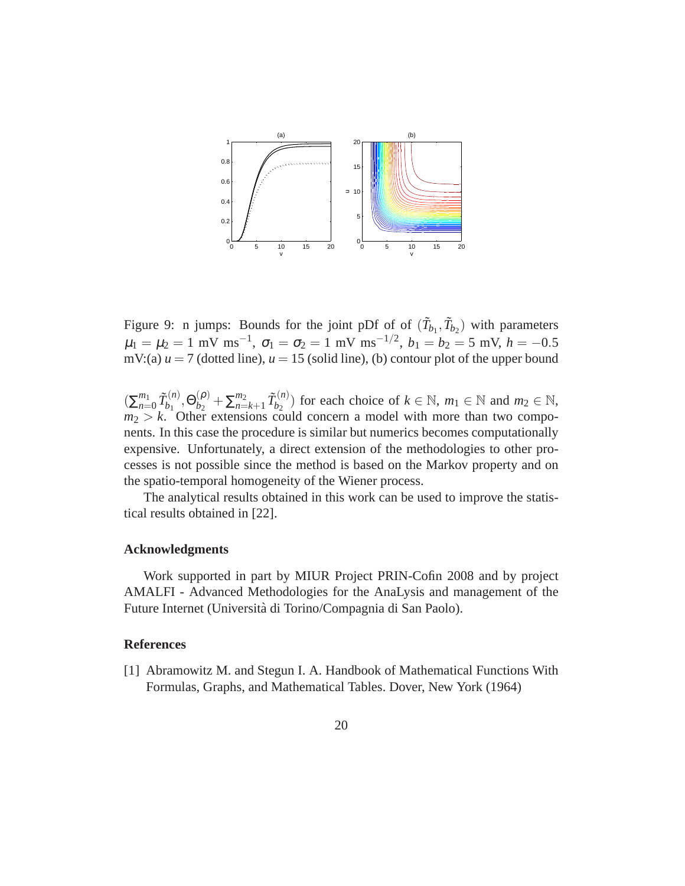(a)

1
0.8
0.6
0.4
0.2
0
0 5 10 15 20
v

(b)

20
15
10
5
0
0 5 10 15 20
v
u

Figure 9: n jumps: Bounds for the joint pDf of of $(\tilde{T}_{b_1}, \tilde{T}_{b_2})$ with parameters $\mu_1 = \mu_2 = 1$ mV ms$^{-1}$, $\sigma_1 = \sigma_2 = 1$ mV ms$^{-1/2}$, $b_1 = b_2 = 5$ mV, $h = -0.5$ mV:(a) $u = 7$ (dotted line), $u = 15$ (solid line), (b) contour plot of the upper bound

$(\sum_{n=0}^{m_1} \tilde{T}_{b_1}^{(n)}, \Theta_{b_2}^{(\rho)} + \sum_{n=k+1}^{m_2} \tilde{T}_{b_2}^{(n)})$ for each choice of $k \in \mathbb{N}$, $m_1 \in \mathbb{N}$ and $m_2 \in \mathbb{N}$, $m_2 > k$. Other extensions could concern a model with more than two components. In this case the procedure is similar but numerics becomes computationally expensive. Unfortunately, a direct extension of the methodologies to other processes is not possible since the method is based on the Markov property and on the spatio-temporal homogeneity of the Wiener process.

The analytical results obtained in this work can be used to improve the statistical results obtained in [22].

## Acknowledgments

Work supported in part by MIUR Project PRIN-Cofin 2008 and by project AMALFI - Advanced Methodologies for the AnaLysis and management of the Future Internet (Università di Torino/Compagnia di San Paolo).

## References

[1] Abramowitz M. and Stegun I. A. Handbook of Mathematical Functions With Formulas, Graphs, and Mathematical Tables. Dover, New York (1964)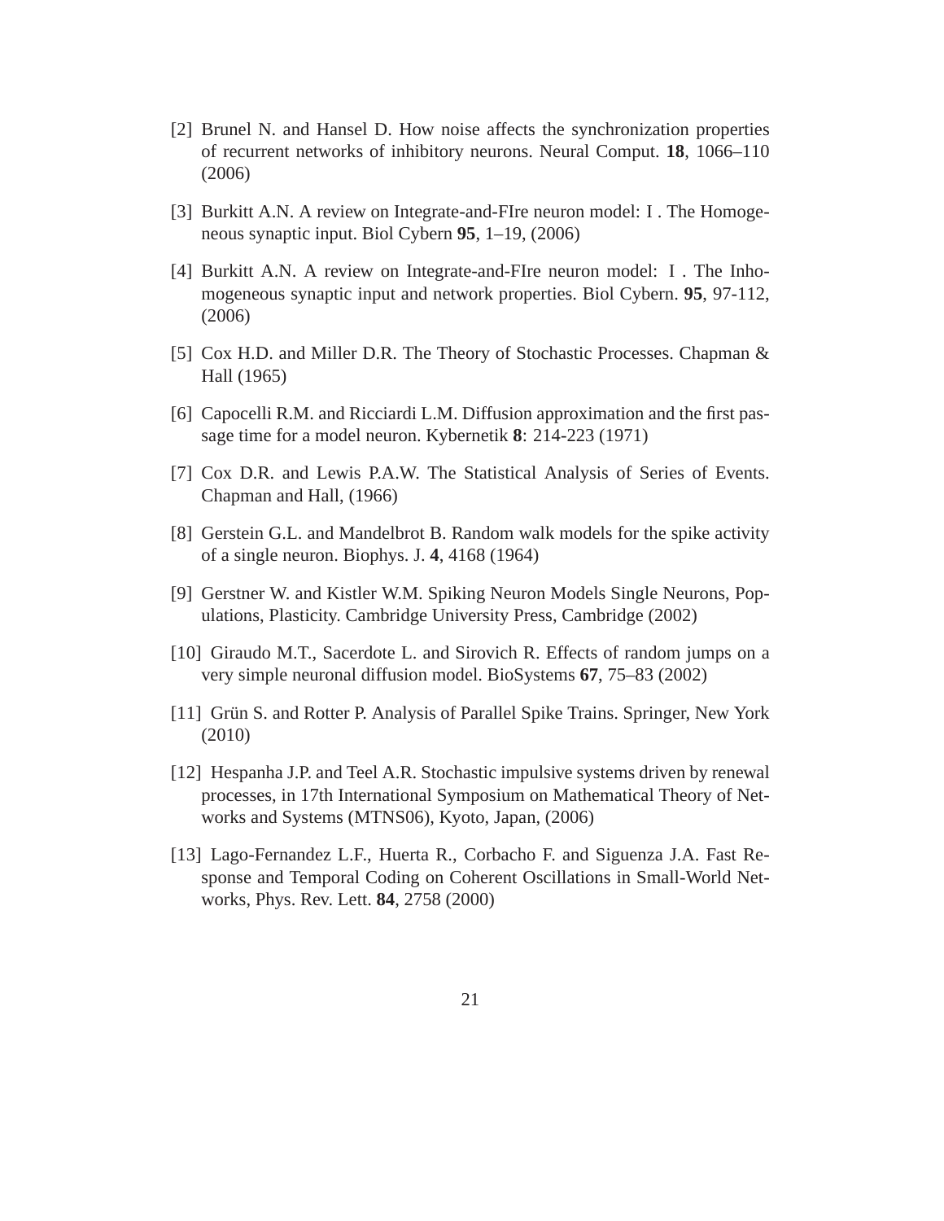[2] Brunel N. and Hansel D. How noise affects the synchronization properties of recurrent networks of inhibitory neurons. Neural Comput. **18**, 1066–110 (2006)

[3] Burkitt A.N. A review on Integrate-and-FIre neuron model: I . The Homogeneous synaptic input. Biol Cybern **95**, 1–19, (2006)

[4] Burkitt A.N. A review on Integrate-and-FIre neuron model: I . The Inhomogeneous synaptic input and network properties. Biol Cybern. **95**, 97-112, (2006)

[5] Cox H.D. and Miller D.R. The Theory of Stochastic Processes. Chapman & Hall (1965)

[6] Capocelli R.M. and Ricciardi L.M. Diffusion approximation and the first passage time for a model neuron. Kybernetik **8**: 214-223 (1971)

[7] Cox D.R. and Lewis P.A.W. The Statistical Analysis of Series of Events. Chapman and Hall, (1966)

[8] Gerstein G.L. and Mandelbrot B. Random walk models for the spike activity of a single neuron. Biophys. J. **4**, 4168 (1964)

[9] Gerstner W. and Kistler W.M. Spiking Neuron Models Single Neurons, Populations, Plasticity. Cambridge University Press, Cambridge (2002)

[10] Giraudo M.T., Sacerdote L. and Sirovich R. Effects of random jumps on a very simple neuronal diffusion model. BioSystems **67**, 75–83 (2002)

[11] Grün S. and Rotter P. Analysis of Parallel Spike Trains. Springer, New York (2010)

[12] Hespanha J.P. and Teel A.R. Stochastic impulsive systems driven by renewal processes, in 17th International Symposium on Mathematical Theory of Networks and Systems (MTNS06), Kyoto, Japan, (2006)

[13] Lago-Fernandez L.F., Huerta R., Corbacho F. and Siguenza J.A. Fast Response and Temporal Coding on Coherent Oscillations in Small-World Networks, Phys. Rev. Lett. **84**, 2758 (2000)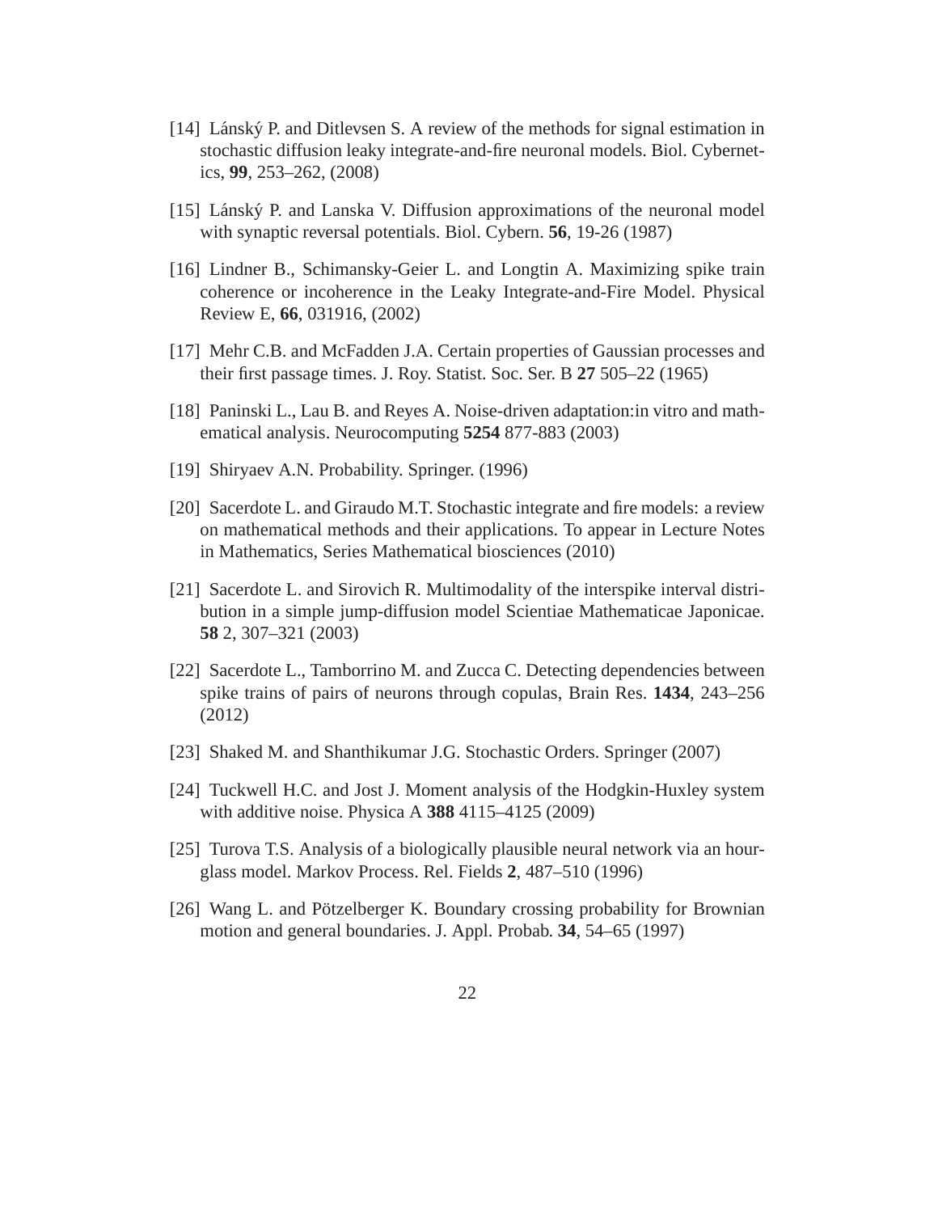[14] Lánský P. and Ditlevsen S. A review of the methods for signal estimation in stochastic diffusion leaky integrate-and-fire neuronal models. Biol. Cybernetics, **99**, 253–262, (2008)

[15] Lánský P. and Lanska V. Diffusion approximations of the neuronal model with synaptic reversal potentials. Biol. Cybern. **56**, 19-26 (1987)

[16] Lindner B., Schimansky-Geier L. and Longtin A. Maximizing spike train coherence or incoherence in the Leaky Integrate-and-Fire Model. Physical Review E, **66**, 031916, (2002)

[17] Mehr C.B. and McFadden J.A. Certain properties of Gaussian processes and their first passage times. J. Roy. Statist. Soc. Ser. B **27** 505–22 (1965)

[18] Paninski L., Lau B. and Reyes A. Noise-driven adaptation:in vitro and mathematical analysis. Neurocomputing **5254** 877-883 (2003)

[19] Shiryaev A.N. Probability. Springer. (1996)

[20] Sacerdote L. and Giraudo M.T. Stochastic integrate and fire models: a review on mathematical methods and their applications. To appear in Lecture Notes in Mathematics, Series Mathematical biosciences (2010)

[21] Sacerdote L. and Sirovich R. Multimodality of the interspike interval distribution in a simple jump-diffusion model Scientiae Mathematicae Japonicae. **58** 2, 307–321 (2003)

[22] Sacerdote L., Tamborrino M. and Zucca C. Detecting dependencies between spike trains of pairs of neurons through copulas, Brain Res. **1434**, 243–256 (2012)

[23] Shaked M. and Shanthikumar J.G. Stochastic Orders. Springer (2007)

[24] Tuckwell H.C. and Jost J. Moment analysis of the Hodgkin-Huxley system with additive noise. Physica A **388** 4115–4125 (2009)

[25] Turova T.S. Analysis of a biologically plausible neural network via an hourglass model. Markov Process. Rel. Fields **2**, 487–510 (1996)

[26] Wang L. and Pötzelberger K. Boundary crossing probability for Brownian motion and general boundaries. J. Appl. Probab. **34**, 54–65 (1997)